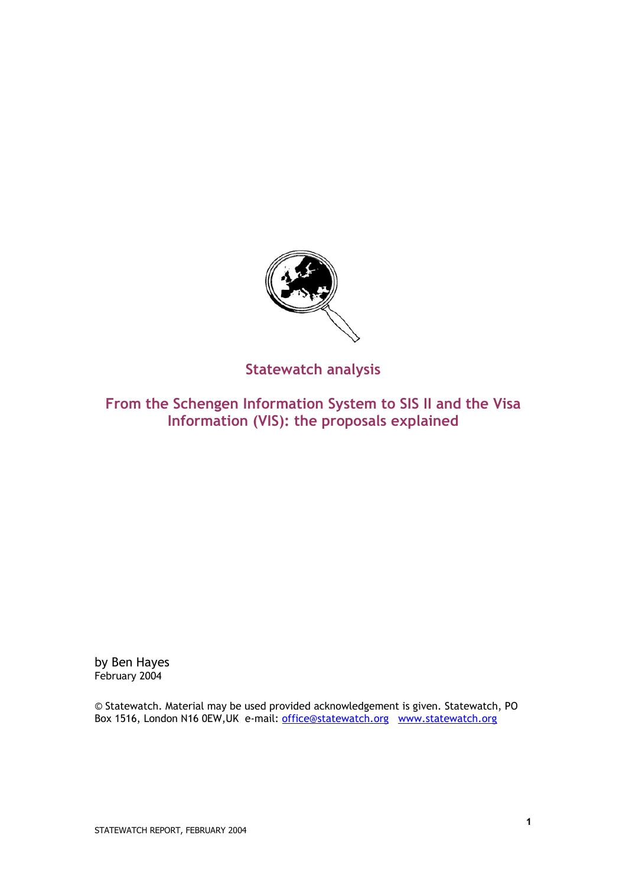## Statewatch analysis

# From the Schengen Information System to SIS II and the Visa Information (VIS): the proposals explained

by Ben Hayes
February 2004

© Statewatch. Material may be used provided acknowledgement is given. Statewatch, PO Box 1516, London N16 0EW,UK e-mail: office@statewatch.org www.statewatch.org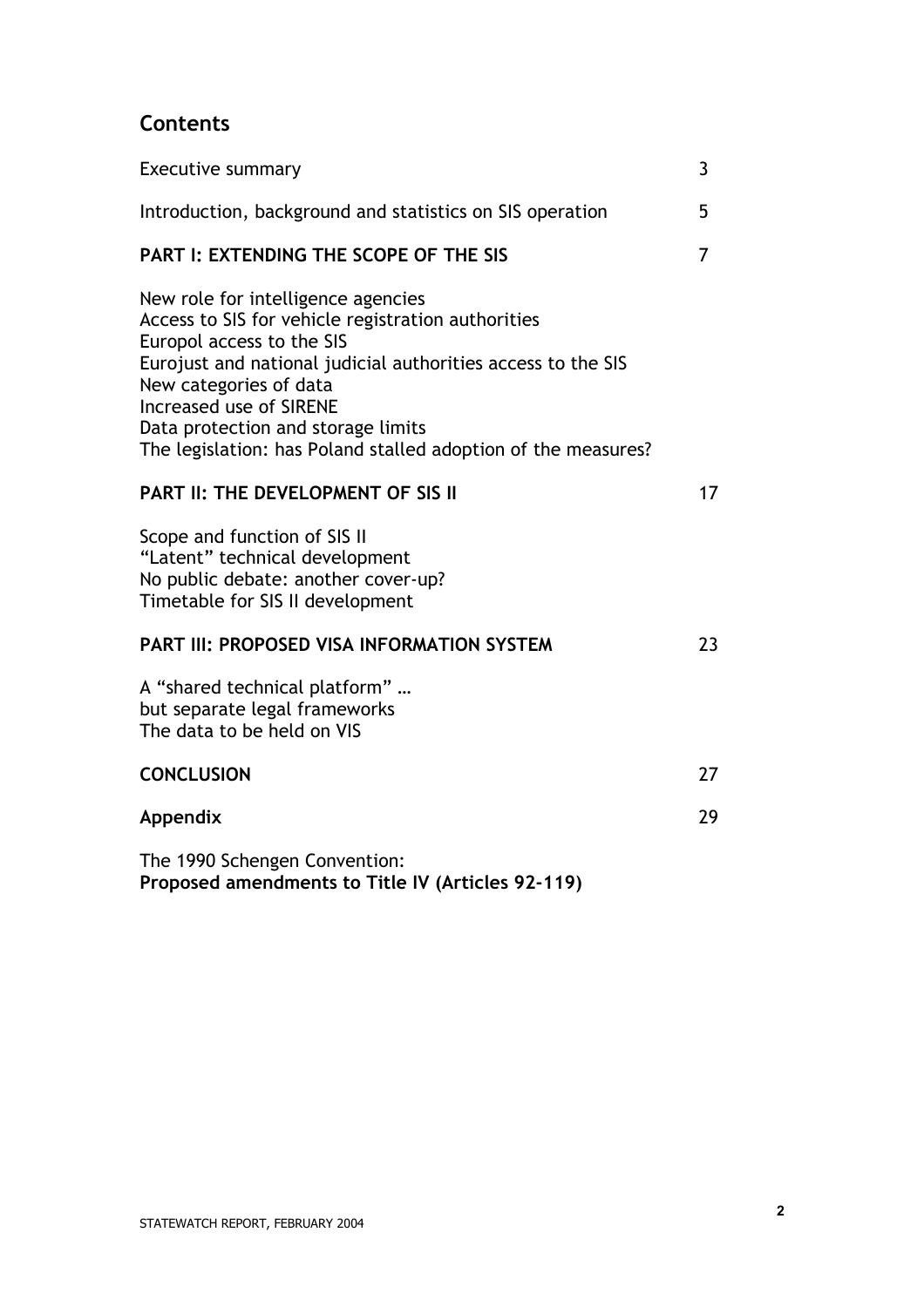## Contents

| | |
|---|---|
| Executive summary | 3 |
| Introduction, background and statistics on SIS operation | 5 |
| **PART I: EXTENDING THE SCOPE OF THE SIS** | 7 |

New role for intelligence agencies
Access to SIS for vehicle registration authorities
Europol access to the SIS
Eurojust and national judicial authorities access to the SIS
New categories of data
Increased use of SIRENE
Data protection and storage limits
The legislation: has Poland stalled adoption of the measures?

| | |
|---|---|
| **PART II: THE DEVELOPMENT OF SIS II** | 17 |

Scope and function of SIS II
"Latent" technical development
No public debate: another cover-up?
Timetable for SIS II development

| | |
|---|---|
| **PART III: PROPOSED VISA INFORMATION SYSTEM** | 23 |

A "shared technical platform" …
but separate legal frameworks
The data to be held on VIS

| | |
|---|---|
| **CONCLUSION** | 27 |
| **Appendix** | 29 |

The 1990 Schengen Convention:
**Proposed amendments to Title IV (Articles 92-119)**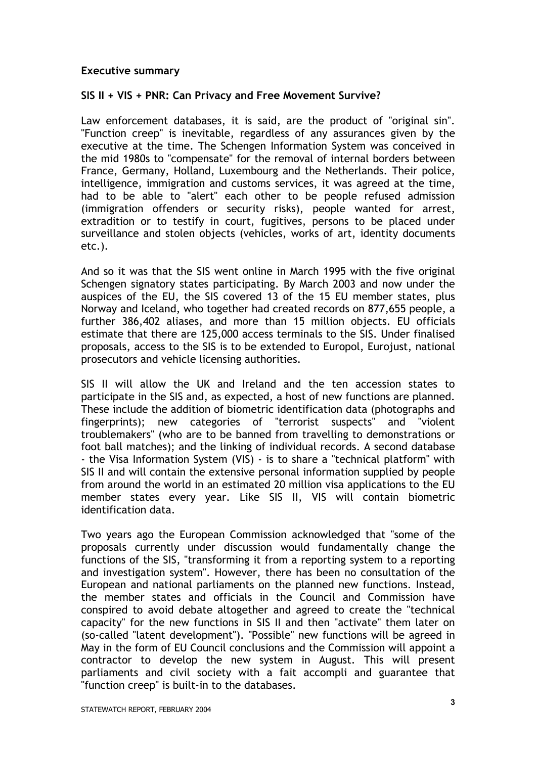## Executive summary

### SIS II + VIS + PNR: Can Privacy and Free Movement Survive?

Law enforcement databases, it is said, are the product of "original sin". "Function creep" is inevitable, regardless of any assurances given by the executive at the time. The Schengen Information System was conceived in the mid 1980s to "compensate" for the removal of internal borders between France, Germany, Holland, Luxembourg and the Netherlands. Their police, intelligence, immigration and customs services, it was agreed at the time, had to be able to "alert" each other to be people refused admission (immigration offenders or security risks), people wanted for arrest, extradition or to testify in court, fugitives, persons to be placed under surveillance and stolen objects (vehicles, works of art, identity documents etc.).

And so it was that the SIS went online in March 1995 with the five original Schengen signatory states participating. By March 2003 and now under the auspices of the EU, the SIS covered 13 of the 15 EU member states, plus Norway and Iceland, who together had created records on 877,655 people, a further 386,402 aliases, and more than 15 million objects. EU officials estimate that there are 125,000 access terminals to the SIS. Under finalised proposals, access to the SIS is to be extended to Europol, Eurojust, national prosecutors and vehicle licensing authorities.

SIS II will allow the UK and Ireland and the ten accession states to participate in the SIS and, as expected, a host of new functions are planned. These include the addition of biometric identification data (photographs and fingerprints); new categories of "terrorist suspects" and "violent troublemakers" (who are to be banned from travelling to demonstrations or foot ball matches); and the linking of individual records. A second database - the Visa Information System (VIS) - is to share a "technical platform" with SIS II and will contain the extensive personal information supplied by people from around the world in an estimated 20 million visa applications to the EU member states every year. Like SIS II, VIS will contain biometric identification data.

Two years ago the European Commission acknowledged that "some of the proposals currently under discussion would fundamentally change the functions of the SIS, "transforming it from a reporting system to a reporting and investigation system". However, there has been no consultation of the European and national parliaments on the planned new functions. Instead, the member states and officials in the Council and Commission have conspired to avoid debate altogether and agreed to create the "technical capacity" for the new functions in SIS II and then "activate" them later on (so-called "latent development"). "Possible" new functions will be agreed in May in the form of EU Council conclusions and the Commission will appoint a contractor to develop the new system in August. This will present parliaments and civil society with a fait accompli and guarantee that "function creep" is built-in to the databases.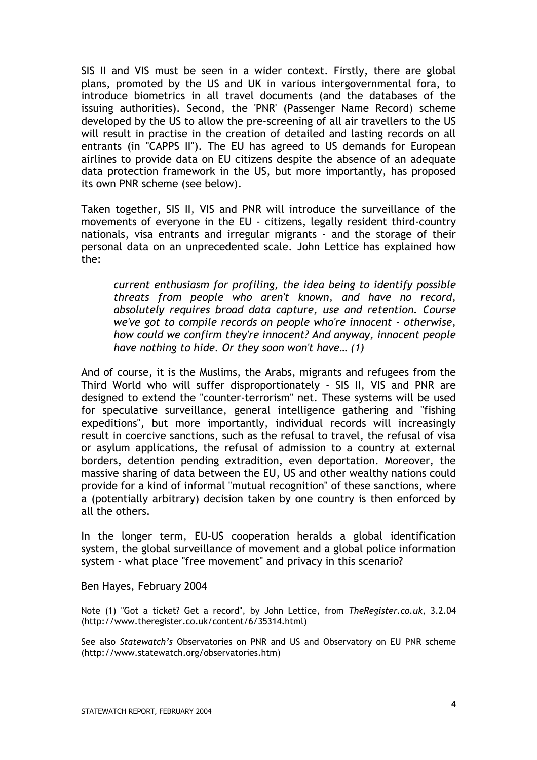SIS II and VIS must be seen in a wider context. Firstly, there are global plans, promoted by the US and UK in various intergovernmental fora, to introduce biometrics in all travel documents (and the databases of the issuing authorities). Second, the 'PNR' (Passenger Name Record) scheme developed by the US to allow the pre-screening of all air travellers to the US will result in practise in the creation of detailed and lasting records on all entrants (in "CAPPS II"). The EU has agreed to US demands for European airlines to provide data on EU citizens despite the absence of an adequate data protection framework in the US, but more importantly, has proposed its own PNR scheme (see below).

Taken together, SIS II, VIS and PNR will introduce the surveillance of the movements of everyone in the EU - citizens, legally resident third-country nationals, visa entrants and irregular migrants - and the storage of their personal data on an unprecedented scale. John Lettice has explained how the:

> *current enthusiasm for profiling, the idea being to identify possible threats from people who aren't known, and have no record, absolutely requires broad data capture, use and retention. Course we've got to compile records on people who're innocent - otherwise, how could we confirm they're innocent? And anyway, innocent people have nothing to hide. Or they soon won't have… (1)*

And of course, it is the Muslims, the Arabs, migrants and refugees from the Third World who will suffer disproportionately - SIS II, VIS and PNR are designed to extend the "counter-terrorism" net. These systems will be used for speculative surveillance, general intelligence gathering and "fishing expeditions", but more importantly, individual records will increasingly result in coercive sanctions, such as the refusal to travel, the refusal of visa or asylum applications, the refusal of admission to a country at external borders, detention pending extradition, even deportation. Moreover, the massive sharing of data between the EU, US and other wealthy nations could provide for a kind of informal "mutual recognition" of these sanctions, where a (potentially arbitrary) decision taken by one country is then enforced by all the others.

In the longer term, EU-US cooperation heralds a global identification system, the global surveillance of movement and a global police information system - what place "free movement" and privacy in this scenario?

Ben Hayes, February 2004

Note (1) "Got a ticket? Get a record", by John Lettice, from *TheRegister.co.uk*, 3.2.04 (http://www.theregister.co.uk/content/6/35314.html)

See also *Statewatch's* Observatories on PNR and US and Observatory on EU PNR scheme (http://www.statewatch.org/observatories.htm)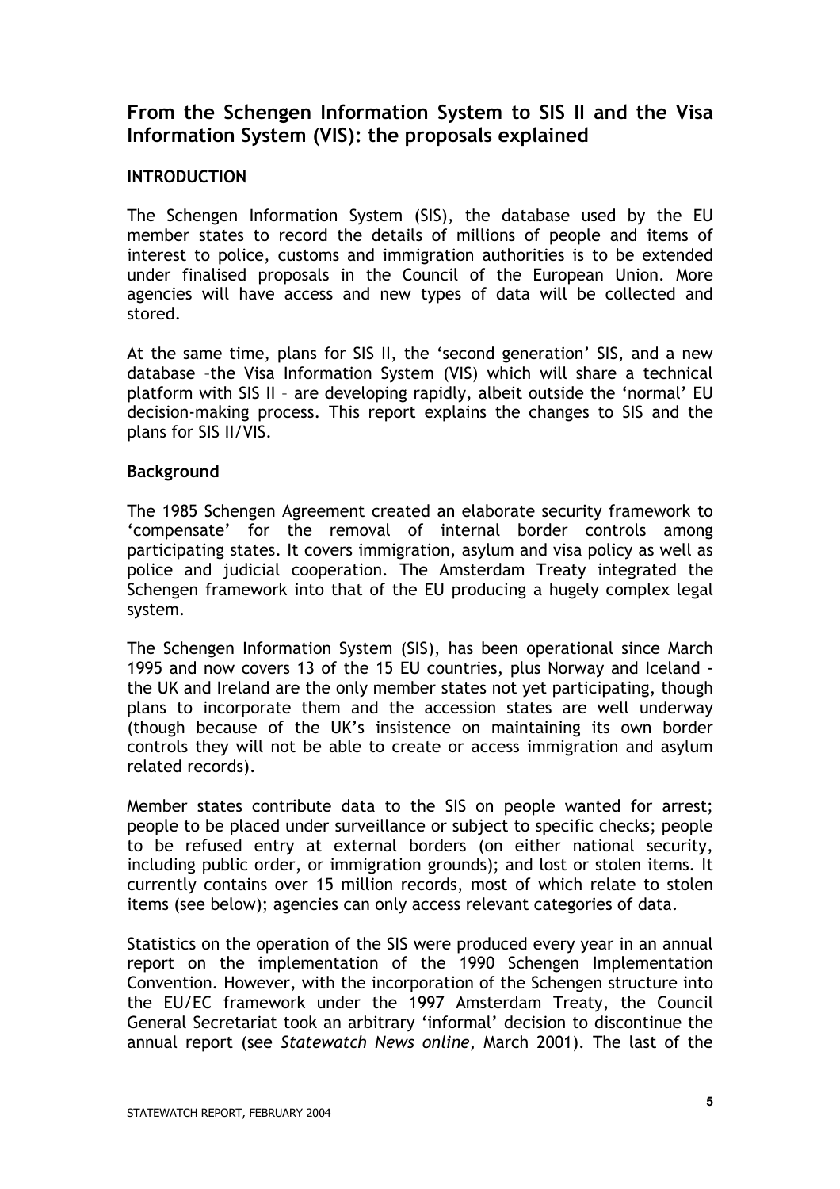## From the Schengen Information System to SIS II and the Visa Information System (VIS): the proposals explained

### INTRODUCTION

The Schengen Information System (SIS), the database used by the EU member states to record the details of millions of people and items of interest to police, customs and immigration authorities is to be extended under finalised proposals in the Council of the European Union. More agencies will have access and new types of data will be collected and stored.

At the same time, plans for SIS II, the 'second generation' SIS, and a new database –the Visa Information System (VIS) which will share a technical platform with SIS II – are developing rapidly, albeit outside the 'normal' EU decision-making process. This report explains the changes to SIS and the plans for SIS II/VIS.

### Background

The 1985 Schengen Agreement created an elaborate security framework to 'compensate' for the removal of internal border controls among participating states. It covers immigration, asylum and visa policy as well as police and judicial cooperation. The Amsterdam Treaty integrated the Schengen framework into that of the EU producing a hugely complex legal system.

The Schengen Information System (SIS), has been operational since March 1995 and now covers 13 of the 15 EU countries, plus Norway and Iceland - the UK and Ireland are the only member states not yet participating, though plans to incorporate them and the accession states are well underway (though because of the UK's insistence on maintaining its own border controls they will not be able to create or access immigration and asylum related records).

Member states contribute data to the SIS on people wanted for arrest; people to be placed under surveillance or subject to specific checks; people to be refused entry at external borders (on either national security, including public order, or immigration grounds); and lost or stolen items. It currently contains over 15 million records, most of which relate to stolen items (see below); agencies can only access relevant categories of data.

Statistics on the operation of the SIS were produced every year in an annual report on the implementation of the 1990 Schengen Implementation Convention. However, with the incorporation of the Schengen structure into the EU/EC framework under the 1997 Amsterdam Treaty, the Council General Secretariat took an arbitrary 'informal' decision to discontinue the annual report (see *Statewatch News online*, March 2001). The last of the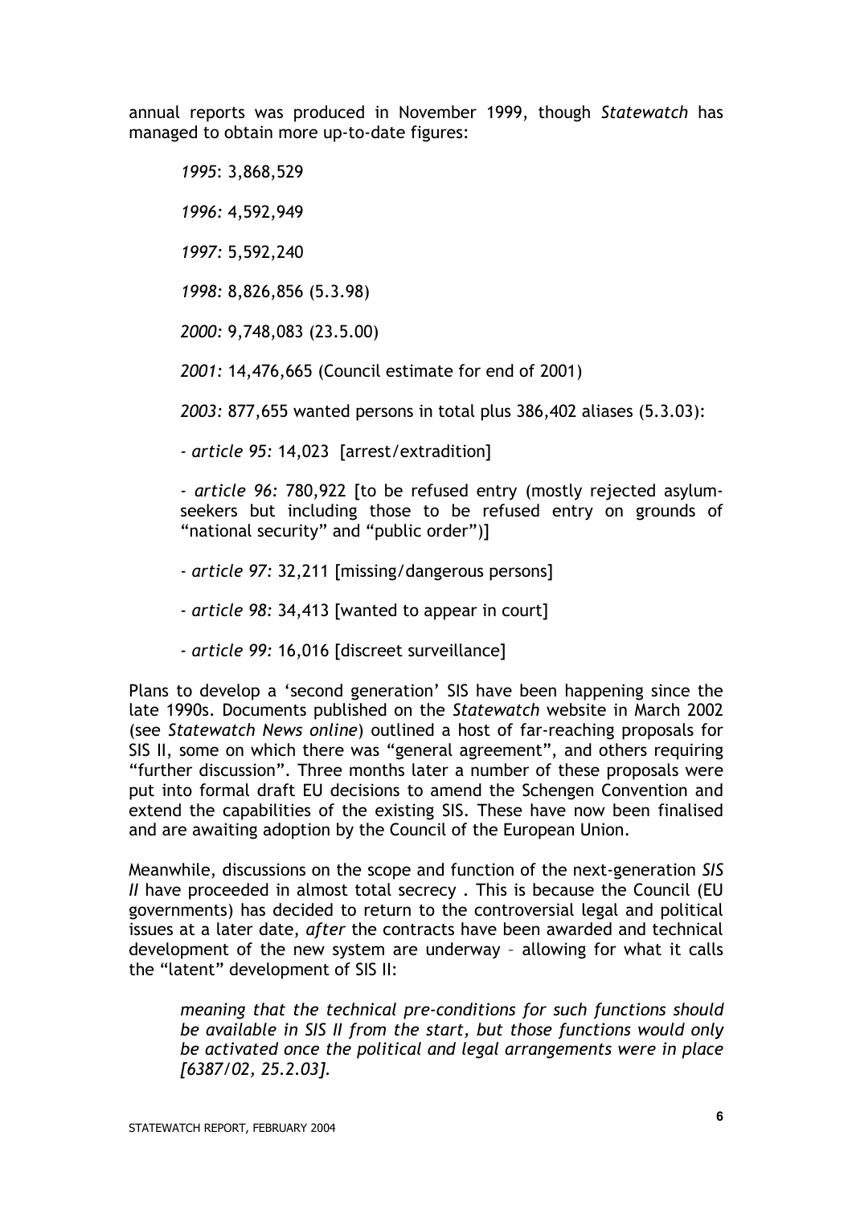annual reports was produced in November 1999, though *Statewatch* has managed to obtain more up-to-date figures:

*1995*: 3,868,529

*1996:* 4,592,949

*1997:* 5,592,240

*1998:* 8,826,856 (5.3.98)

*2000:* 9,748,083 (23.5.00)

*2001:* 14,476,665 (Council estimate for end of 2001)

*2003:* 877,655 wanted persons in total plus 386,402 aliases (5.3.03):

- *article 95:* 14,023 [arrest/extradition]

- *article 96:* 780,922 [to be refused entry (mostly rejected asylum-seekers but including those to be refused entry on grounds of "national security" and "public order")]

- *article 97:* 32,211 [missing/dangerous persons]

- *article 98:* 34,413 [wanted to appear in court]

- *article 99:* 16,016 [discreet surveillance]

Plans to develop a 'second generation' SIS have been happening since the late 1990s. Documents published on the *Statewatch* website in March 2002 (see *Statewatch News online*) outlined a host of far-reaching proposals for SIS II, some on which there was "general agreement", and others requiring "further discussion". Three months later a number of these proposals were put into formal draft EU decisions to amend the Schengen Convention and extend the capabilities of the existing SIS. These have now been finalised and are awaiting adoption by the Council of the European Union.

Meanwhile, discussions on the scope and function of the next-generation *SIS II* have proceeded in almost total secrecy . This is because the Council (EU governments) has decided to return to the controversial legal and political issues at a later date, *after* the contracts have been awarded and technical development of the new system are underway – allowing for what it calls the "latent" development of SIS II:

> *meaning that the technical pre-conditions for such functions should be available in SIS II from the start, but those functions would only be activated once the political and legal arrangements were in place [6387/02, 25.2.03].*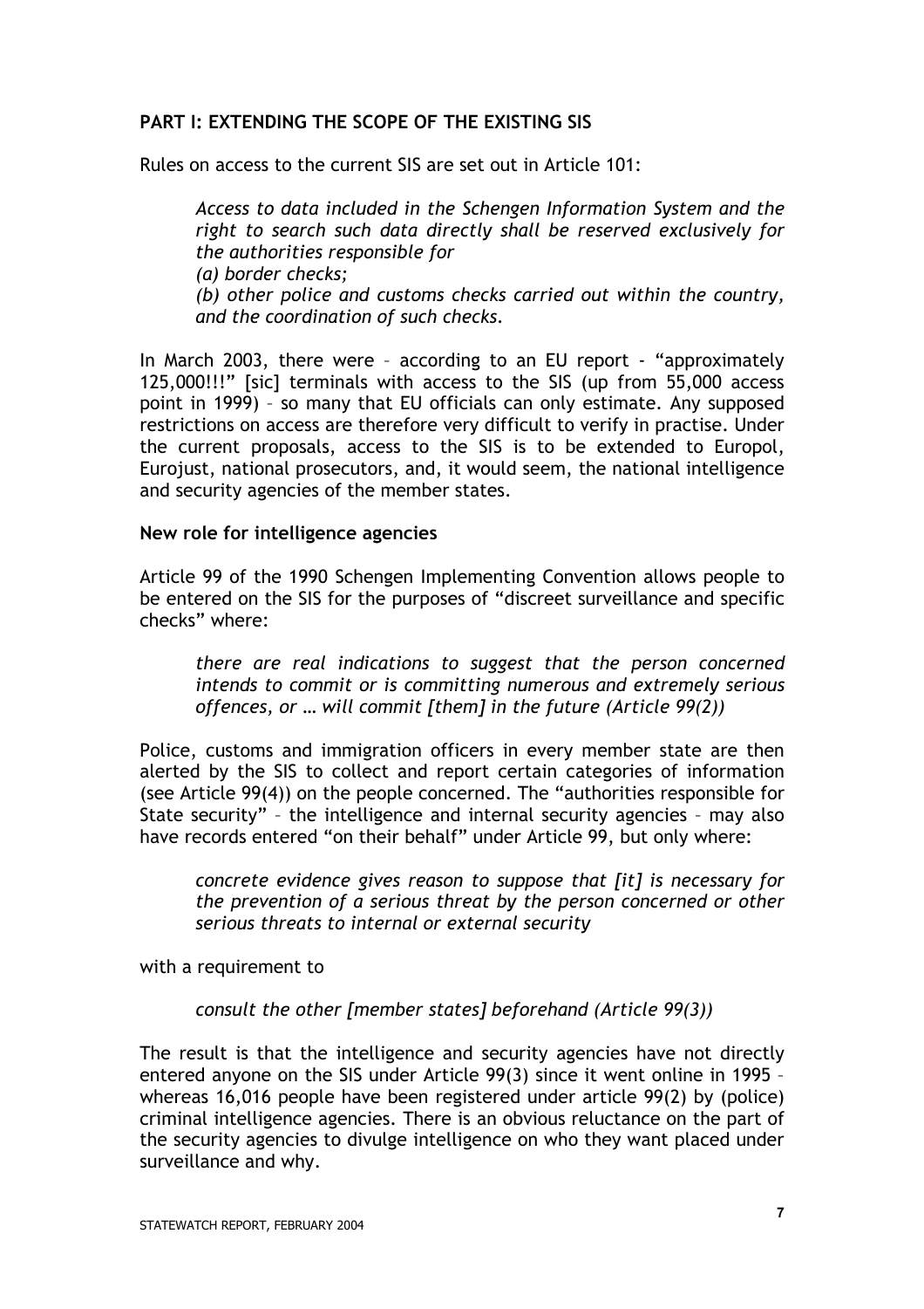## PART I: EXTENDING THE SCOPE OF THE EXISTING SIS

Rules on access to the current SIS are set out in Article 101:

> *Access to data included in the Schengen Information System and the right to search such data directly shall be reserved exclusively for the authorities responsible for*
> *(a) border checks;*
> *(b) other police and customs checks carried out within the country, and the coordination of such checks.*

In March 2003, there were – according to an EU report - "approximately 125,000!!!" [sic] terminals with access to the SIS (up from 55,000 access point in 1999) – so many that EU officials can only estimate. Any supposed restrictions on access are therefore very difficult to verify in practise. Under the current proposals, access to the SIS is to be extended to Europol, Eurojust, national prosecutors, and, it would seem, the national intelligence and security agencies of the member states.

### New role for intelligence agencies

Article 99 of the 1990 Schengen Implementing Convention allows people to be entered on the SIS for the purposes of "discreet surveillance and specific checks" where:

> *there are real indications to suggest that the person concerned intends to commit or is committing numerous and extremely serious offences, or … will commit [them] in the future (Article 99(2))*

Police, customs and immigration officers in every member state are then alerted by the SIS to collect and report certain categories of information (see Article 99(4)) on the people concerned. The "authorities responsible for State security" – the intelligence and internal security agencies – may also have records entered "on their behalf" under Article 99, but only where:

> *concrete evidence gives reason to suppose that [it] is necessary for the prevention of a serious threat by the person concerned or other serious threats to internal or external security*

with a requirement to

> *consult the other [member states] beforehand (Article 99(3))*

The result is that the intelligence and security agencies have not directly entered anyone on the SIS under Article 99(3) since it went online in 1995 – whereas 16,016 people have been registered under article 99(2) by (police) criminal intelligence agencies. There is an obvious reluctance on the part of the security agencies to divulge intelligence on who they want placed under surveillance and why.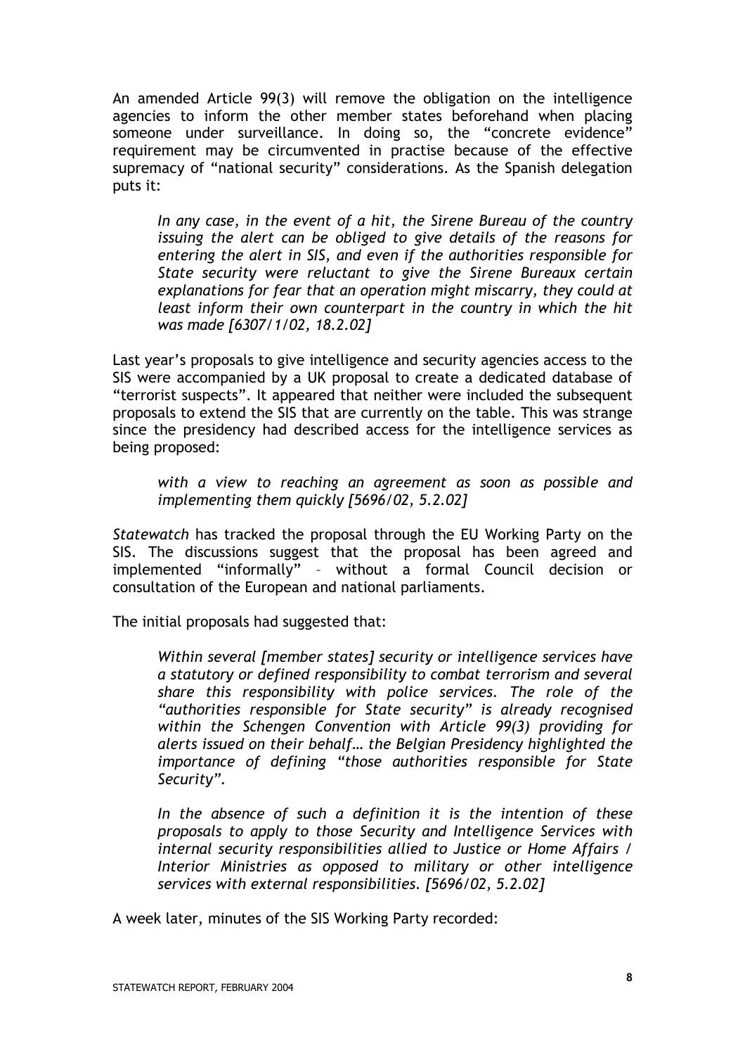An amended Article 99(3) will remove the obligation on the intelligence agencies to inform the other member states beforehand when placing someone under surveillance. In doing so, the "concrete evidence" requirement may be circumvented in practise because of the effective supremacy of "national security" considerations. As the Spanish delegation puts it:

> *In any case, in the event of a hit, the Sirene Bureau of the country issuing the alert can be obliged to give details of the reasons for entering the alert in SIS, and even if the authorities responsible for State security were reluctant to give the Sirene Bureaux certain explanations for fear that an operation might miscarry, they could at least inform their own counterpart in the country in which the hit was made [6307/1/02, 18.2.02]*

Last year's proposals to give intelligence and security agencies access to the SIS were accompanied by a UK proposal to create a dedicated database of "terrorist suspects". It appeared that neither were included the subsequent proposals to extend the SIS that are currently on the table. This was strange since the presidency had described access for the intelligence services as being proposed:

> *with a view to reaching an agreement as soon as possible and implementing them quickly [5696/02, 5.2.02]*

*Statewatch* has tracked the proposal through the EU Working Party on the SIS. The discussions suggest that the proposal has been agreed and implemented "informally" – without a formal Council decision or consultation of the European and national parliaments.

The initial proposals had suggested that:

> *Within several [member states] security or intelligence services have a statutory or defined responsibility to combat terrorism and several share this responsibility with police services. The role of the "authorities responsible for State security" is already recognised within the Schengen Convention with Article 99(3) providing for alerts issued on their behalf… the Belgian Presidency highlighted the importance of defining "those authorities responsible for State Security".*
>
> *In the absence of such a definition it is the intention of these proposals to apply to those Security and Intelligence Services with internal security responsibilities allied to Justice or Home Affairs / Interior Ministries as opposed to military or other intelligence services with external responsibilities. [5696/02, 5.2.02]*

A week later, minutes of the SIS Working Party recorded: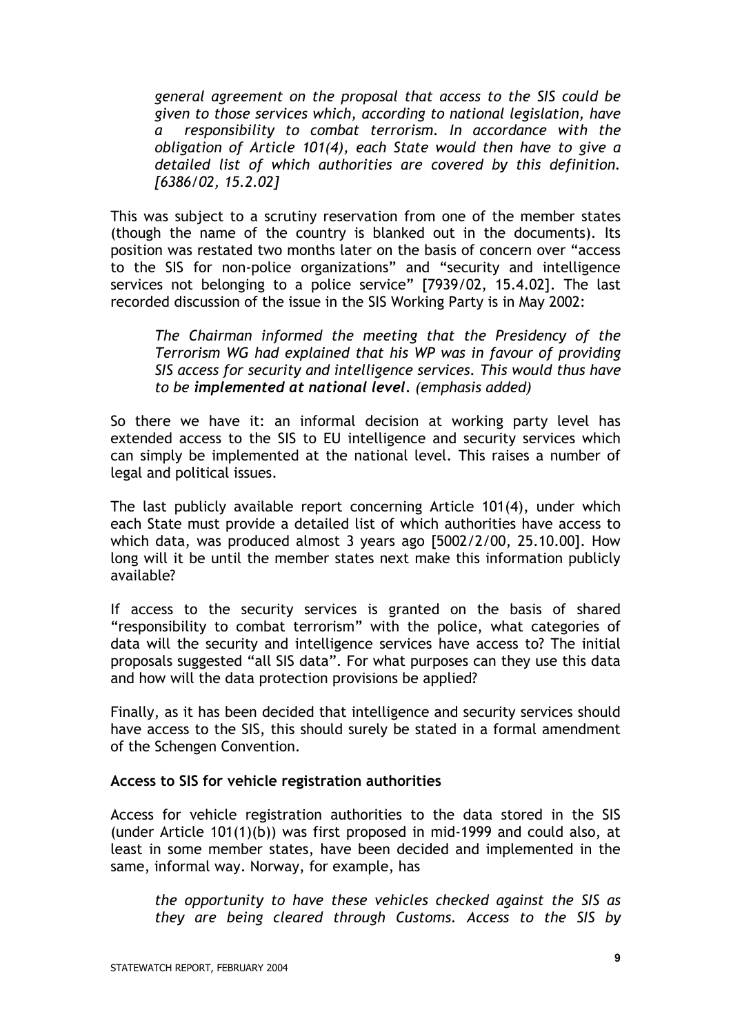> *general agreement on the proposal that access to the SIS could be given to those services which, according to national legislation, have a responsibility to combat terrorism. In accordance with the obligation of Article 101(4), each State would then have to give a detailed list of which authorities are covered by this definition. [6386/02, 15.2.02]*

This was subject to a scrutiny reservation from one of the member states (though the name of the country is blanked out in the documents). Its position was restated two months later on the basis of concern over "access to the SIS for non-police organizations" and "security and intelligence services not belonging to a police service" [7939/02, 15.4.02]. The last recorded discussion of the issue in the SIS Working Party is in May 2002:

> *The Chairman informed the meeting that the Presidency of the Terrorism WG had explained that his WP was in favour of providing SIS access for security and intelligence services. This would thus have to be **implemented at national level**. (emphasis added)*

So there we have it: an informal decision at working party level has extended access to the SIS to EU intelligence and security services which can simply be implemented at the national level. This raises a number of legal and political issues.

The last publicly available report concerning Article 101(4), under which each State must provide a detailed list of which authorities have access to which data, was produced almost 3 years ago [5002/2/00, 25.10.00]. How long will it be until the member states next make this information publicly available?

If access to the security services is granted on the basis of shared "responsibility to combat terrorism" with the police, what categories of data will the security and intelligence services have access to? The initial proposals suggested "all SIS data". For what purposes can they use this data and how will the data protection provisions be applied?

Finally, as it has been decided that intelligence and security services should have access to the SIS, this should surely be stated in a formal amendment of the Schengen Convention.

**Access to SIS for vehicle registration authorities**

Access for vehicle registration authorities to the data stored in the SIS (under Article 101(1)(b)) was first proposed in mid-1999 and could also, at least in some member states, have been decided and implemented in the same, informal way. Norway, for example, has

> *the opportunity to have these vehicles checked against the SIS as they are being cleared through Customs. Access to the SIS by*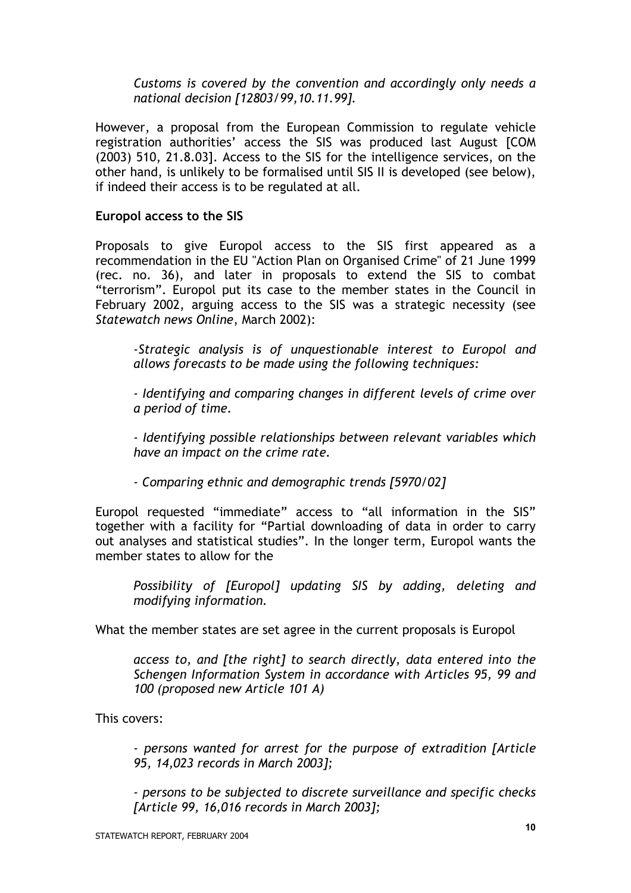*Customs is covered by the convention and accordingly only needs a national decision [12803/99,10.11.99].*

However, a proposal from the European Commission to regulate vehicle registration authorities' access the SIS was produced last August [COM (2003) 510, 21.8.03]. Access to the SIS for the intelligence services, on the other hand, is unlikely to be formalised until SIS II is developed (see below), if indeed their access is to be regulated at all.

**Europol access to the SIS**

Proposals to give Europol access to the SIS first appeared as a recommendation in the EU "Action Plan on Organised Crime" of 21 June 1999 (rec. no. 36), and later in proposals to extend the SIS to combat "terrorism". Europol put its case to the member states in the Council in February 2002, arguing access to the SIS was a strategic necessity (see *Statewatch news Online*, March 2002):

> *-Strategic analysis is of unquestionable interest to Europol and allows forecasts to be made using the following techniques:*
>
> *- Identifying and comparing changes in different levels of crime over a period of time.*
>
> *- Identifying possible relationships between relevant variables which have an impact on the crime rate.*
>
> *- Comparing ethnic and demographic trends [5970/02]*

Europol requested "immediate" access to "all information in the SIS" together with a facility for "Partial downloading of data in order to carry out analyses and statistical studies". In the longer term, Europol wants the member states to allow for the

> *Possibility of [Europol] updating SIS by adding, deleting and modifying information.*

What the member states are set agree in the current proposals is Europol

> *access to, and [the right] to search directly, data entered into the Schengen Information System in accordance with Articles 95, 99 and 100 (proposed new Article 101 A)*

This covers:

> *- persons wanted for arrest for the purpose of extradition [Article 95, 14,023 records in March 2003];*
>
> *- persons to be subjected to discrete surveillance and specific checks [Article 99, 16,016 records in March 2003];*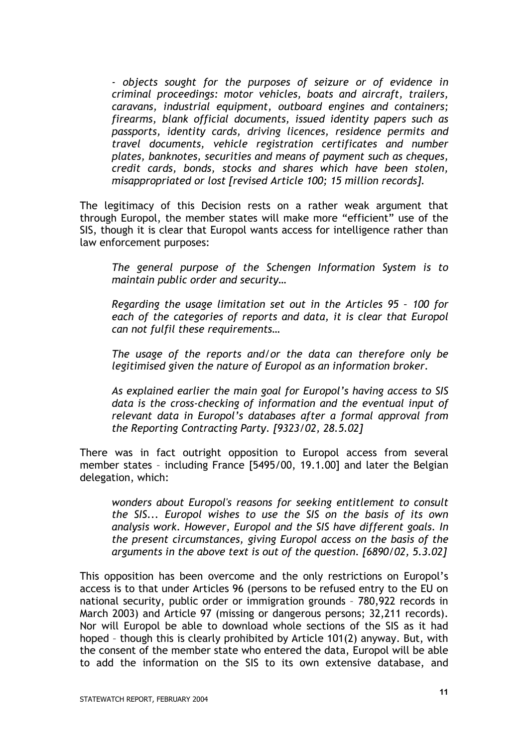*- objects sought for the purposes of seizure or of evidence in criminal proceedings: motor vehicles, boats and aircraft, trailers, caravans, industrial equipment, outboard engines and containers; firearms, blank official documents, issued identity papers such as passports, identity cards, driving licences, residence permits and travel documents, vehicle registration certificates and number plates, banknotes, securities and means of payment such as cheques, credit cards, bonds, stocks and shares which have been stolen, misappropriated or lost [revised Article 100; 15 million records].*

The legitimacy of this Decision rests on a rather weak argument that through Europol, the member states will make more "efficient" use of the SIS, though it is clear that Europol wants access for intelligence rather than law enforcement purposes:

*The general purpose of the Schengen Information System is to maintain public order and security…*

*Regarding the usage limitation set out in the Articles 95 – 100 for each of the categories of reports and data, it is clear that Europol can not fulfil these requirements…*

*The usage of the reports and/or the data can therefore only be legitimised given the nature of Europol as an information broker.*

*As explained earlier the main goal for Europol's having access to SIS data is the cross-checking of information and the eventual input of relevant data in Europol's databases after a formal approval from the Reporting Contracting Party. [9323/02, 28.5.02]*

There was in fact outright opposition to Europol access from several member states – including France [5495/00, 19.1.00] and later the Belgian delegation, which:

*wonders about Europol's reasons for seeking entitlement to consult the SIS... Europol wishes to use the SIS on the basis of its own analysis work. However, Europol and the SIS have different goals. In the present circumstances, giving Europol access on the basis of the arguments in the above text is out of the question. [6890/02, 5.3.02]*

This opposition has been overcome and the only restrictions on Europol's access is to that under Articles 96 (persons to be refused entry to the EU on national security, public order or immigration grounds – 780,922 records in March 2003) and Article 97 (missing or dangerous persons; 32,211 records). Nor will Europol be able to download whole sections of the SIS as it had hoped – though this is clearly prohibited by Article 101(2) anyway. But, with the consent of the member state who entered the data, Europol will be able to add the information on the SIS to its own extensive database, and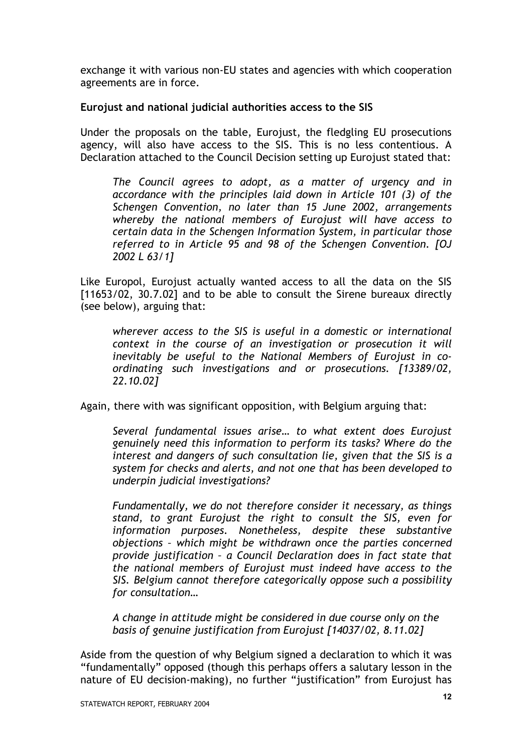exchange it with various non-EU states and agencies with which cooperation agreements are in force.

**Eurojust and national judicial authorities access to the SIS**

Under the proposals on the table, Eurojust, the fledgling EU prosecutions agency, will also have access to the SIS. This is no less contentious. A Declaration attached to the Council Decision setting up Eurojust stated that:

> *The Council agrees to adopt, as a matter of urgency and in accordance with the principles laid down in Article 101 (3) of the Schengen Convention, no later than 15 June 2002, arrangements whereby the national members of Eurojust will have access to certain data in the Schengen Information System, in particular those referred to in Article 95 and 98 of the Schengen Convention. [OJ 2002 L 63/1]*

Like Europol, Eurojust actually wanted access to all the data on the SIS [11653/02, 30.7.02] and to be able to consult the Sirene bureaux directly (see below), arguing that:

> *wherever access to the SIS is useful in a domestic or international context in the course of an investigation or prosecution it will inevitably be useful to the National Members of Eurojust in co-ordinating such investigations and or prosecutions. [13389/02, 22.10.02]*

Again, there with was significant opposition, with Belgium arguing that:

> *Several fundamental issues arise… to what extent does Eurojust genuinely need this information to perform its tasks? Where do the interest and dangers of such consultation lie, given that the SIS is a system for checks and alerts, and not one that has been developed to underpin judicial investigations?*
>
> *Fundamentally, we do not therefore consider it necessary, as things stand, to grant Eurojust the right to consult the SIS, even for information purposes. Nonetheless, despite these substantive objections – which might be withdrawn once the parties concerned provide justification – a Council Declaration does in fact state that the national members of Eurojust must indeed have access to the SIS. Belgium cannot therefore categorically oppose such a possibility for consultation…*
>
> *A change in attitude might be considered in due course only on the basis of genuine justification from Eurojust [14037/02, 8.11.02]*

Aside from the question of why Belgium signed a declaration to which it was "fundamentally" opposed (though this perhaps offers a salutary lesson in the nature of EU decision-making), no further "justification" from Eurojust has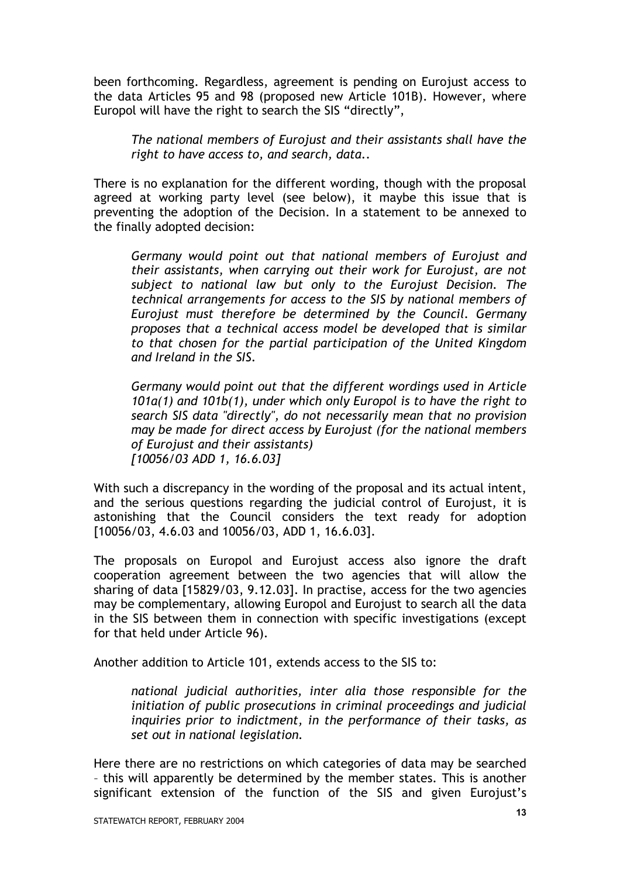been forthcoming. Regardless, agreement is pending on Eurojust access to the data Articles 95 and 98 (proposed new Article 101B). However, where Europol will have the right to search the SIS "directly",

> *The national members of Eurojust and their assistants shall have the right to have access to, and search, data..*

There is no explanation for the different wording, though with the proposal agreed at working party level (see below), it maybe this issue that is preventing the adoption of the Decision. In a statement to be annexed to the finally adopted decision:

> *Germany would point out that national members of Eurojust and their assistants, when carrying out their work for Eurojust, are not subject to national law but only to the Eurojust Decision. The technical arrangements for access to the SIS by national members of Eurojust must therefore be determined by the Council. Germany proposes that a technical access model be developed that is similar to that chosen for the partial participation of the United Kingdom and Ireland in the SIS.*
>
> *Germany would point out that the different wordings used in Article 101a(1) and 101b(1), under which only Europol is to have the right to search SIS data "directly", do not necessarily mean that no provision may be made for direct access by Eurojust (for the national members of Eurojust and their assistants)*
> *[10056/03 ADD 1, 16.6.03]*

With such a discrepancy in the wording of the proposal and its actual intent, and the serious questions regarding the judicial control of Eurojust, it is astonishing that the Council considers the text ready for adoption [10056/03, 4.6.03 and 10056/03, ADD 1, 16.6.03].

The proposals on Europol and Eurojust access also ignore the draft cooperation agreement between the two agencies that will allow the sharing of data [15829/03, 9.12.03]. In practise, access for the two agencies may be complementary, allowing Europol and Eurojust to search all the data in the SIS between them in connection with specific investigations (except for that held under Article 96).

Another addition to Article 101, extends access to the SIS to:

> *national judicial authorities, inter alia those responsible for the initiation of public prosecutions in criminal proceedings and judicial inquiries prior to indictment, in the performance of their tasks, as set out in national legislation.*

Here there are no restrictions on which categories of data may be searched – this will apparently be determined by the member states. This is another significant extension of the function of the SIS and given Eurojust's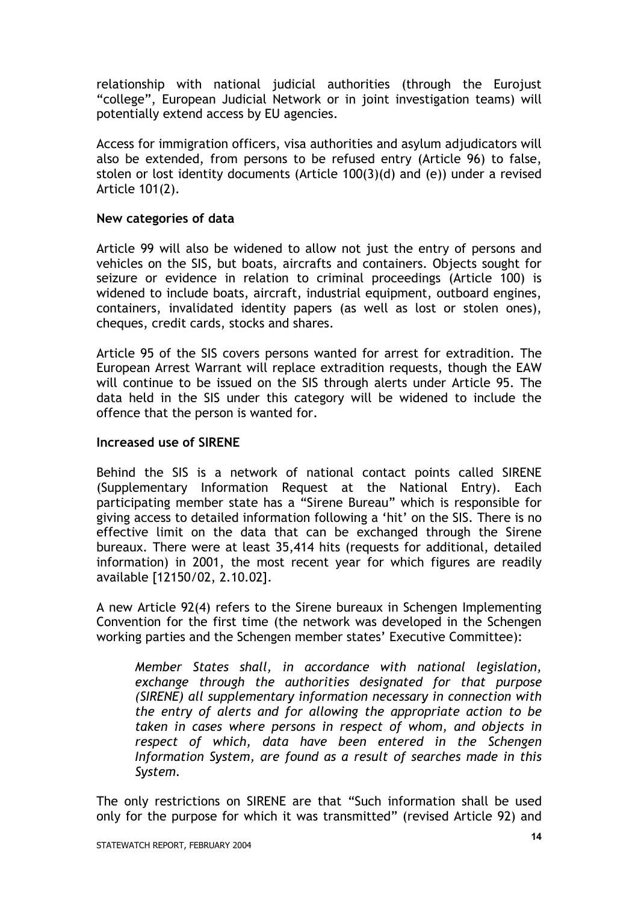relationship with national judicial authorities (through the Eurojust "college", European Judicial Network or in joint investigation teams) will potentially extend access by EU agencies.

Access for immigration officers, visa authorities and asylum adjudicators will also be extended, from persons to be refused entry (Article 96) to false, stolen or lost identity documents (Article 100(3)(d) and (e)) under a revised Article 101(2).

**New categories of data**

Article 99 will also be widened to allow not just the entry of persons and vehicles on the SIS, but boats, aircrafts and containers. Objects sought for seizure or evidence in relation to criminal proceedings (Article 100) is widened to include boats, aircraft, industrial equipment, outboard engines, containers, invalidated identity papers (as well as lost or stolen ones), cheques, credit cards, stocks and shares.

Article 95 of the SIS covers persons wanted for arrest for extradition. The European Arrest Warrant will replace extradition requests, though the EAW will continue to be issued on the SIS through alerts under Article 95. The data held in the SIS under this category will be widened to include the offence that the person is wanted for.

**Increased use of SIRENE**

Behind the SIS is a network of national contact points called SIRENE (Supplementary Information Request at the National Entry). Each participating member state has a "Sirene Bureau" which is responsible for giving access to detailed information following a 'hit' on the SIS. There is no effective limit on the data that can be exchanged through the Sirene bureaux. There were at least 35,414 hits (requests for additional, detailed information) in 2001, the most recent year for which figures are readily available [12150/02, 2.10.02].

A new Article 92(4) refers to the Sirene bureaux in Schengen Implementing Convention for the first time (the network was developed in the Schengen working parties and the Schengen member states' Executive Committee):

> *Member States shall, in accordance with national legislation, exchange through the authorities designated for that purpose (SIRENE) all supplementary information necessary in connection with the entry of alerts and for allowing the appropriate action to be taken in cases where persons in respect of whom, and objects in respect of which, data have been entered in the Schengen Information System, are found as a result of searches made in this System.*

The only restrictions on SIRENE are that "Such information shall be used only for the purpose for which it was transmitted" (revised Article 92) and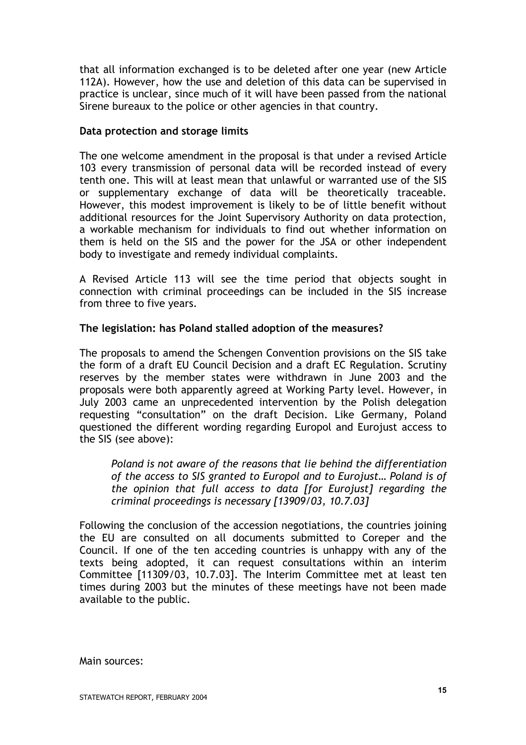that all information exchanged is to be deleted after one year (new Article 112A). However, how the use and deletion of this data can be supervised in practice is unclear, since much of it will have been passed from the national Sirene bureaux to the police or other agencies in that country.

**Data protection and storage limits**

The one welcome amendment in the proposal is that under a revised Article 103 every transmission of personal data will be recorded instead of every tenth one. This will at least mean that unlawful or warranted use of the SIS or supplementary exchange of data will be theoretically traceable. However, this modest improvement is likely to be of little benefit without additional resources for the Joint Supervisory Authority on data protection, a workable mechanism for individuals to find out whether information on them is held on the SIS and the power for the JSA or other independent body to investigate and remedy individual complaints.

A Revised Article 113 will see the time period that objects sought in connection with criminal proceedings can be included in the SIS increase from three to five years.

**The legislation: has Poland stalled adoption of the measures?**

The proposals to amend the Schengen Convention provisions on the SIS take the form of a draft EU Council Decision and a draft EC Regulation. Scrutiny reserves by the member states were withdrawn in June 2003 and the proposals were both apparently agreed at Working Party level. However, in July 2003 came an unprecedented intervention by the Polish delegation requesting "consultation" on the draft Decision. Like Germany, Poland questioned the different wording regarding Europol and Eurojust access to the SIS (see above):

> *Poland is not aware of the reasons that lie behind the differentiation of the access to SIS granted to Europol and to Eurojust… Poland is of the opinion that full access to data [for Eurojust] regarding the criminal proceedings is necessary [13909/03, 10.7.03]*

Following the conclusion of the accession negotiations, the countries joining the EU are consulted on all documents submitted to Coreper and the Council. If one of the ten acceding countries is unhappy with any of the texts being adopted, it can request consultations within an interim Committee [11309/03, 10.7.03]. The Interim Committee met at least ten times during 2003 but the minutes of these meetings have not been made available to the public.

Main sources: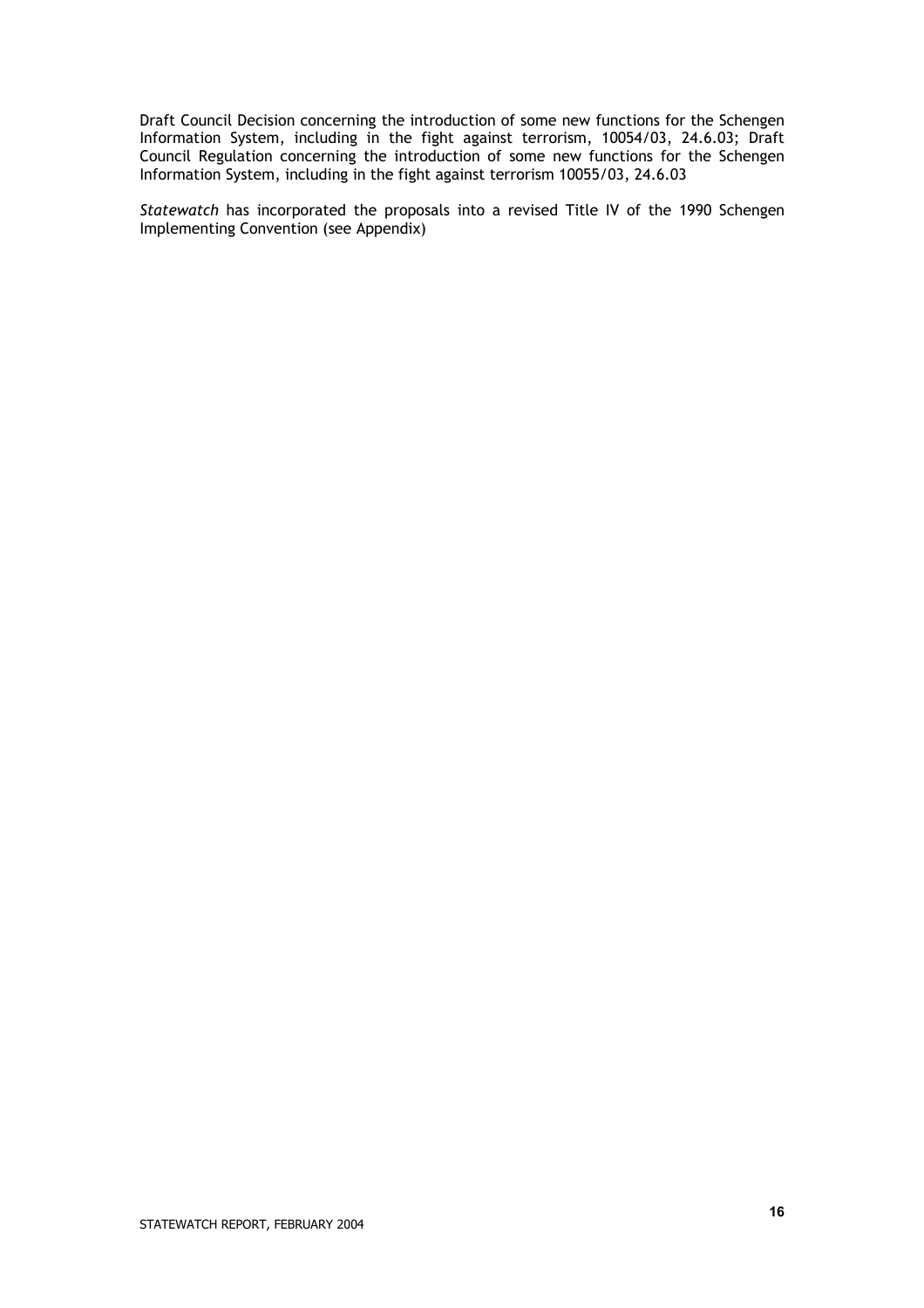Draft Council Decision concerning the introduction of some new functions for the Schengen Information System, including in the fight against terrorism, 10054/03, 24.6.03; Draft Council Regulation concerning the introduction of some new functions for the Schengen Information System, including in the fight against terrorism 10055/03, 24.6.03

*Statewatch* has incorporated the proposals into a revised Title IV of the 1990 Schengen Implementing Convention (see Appendix)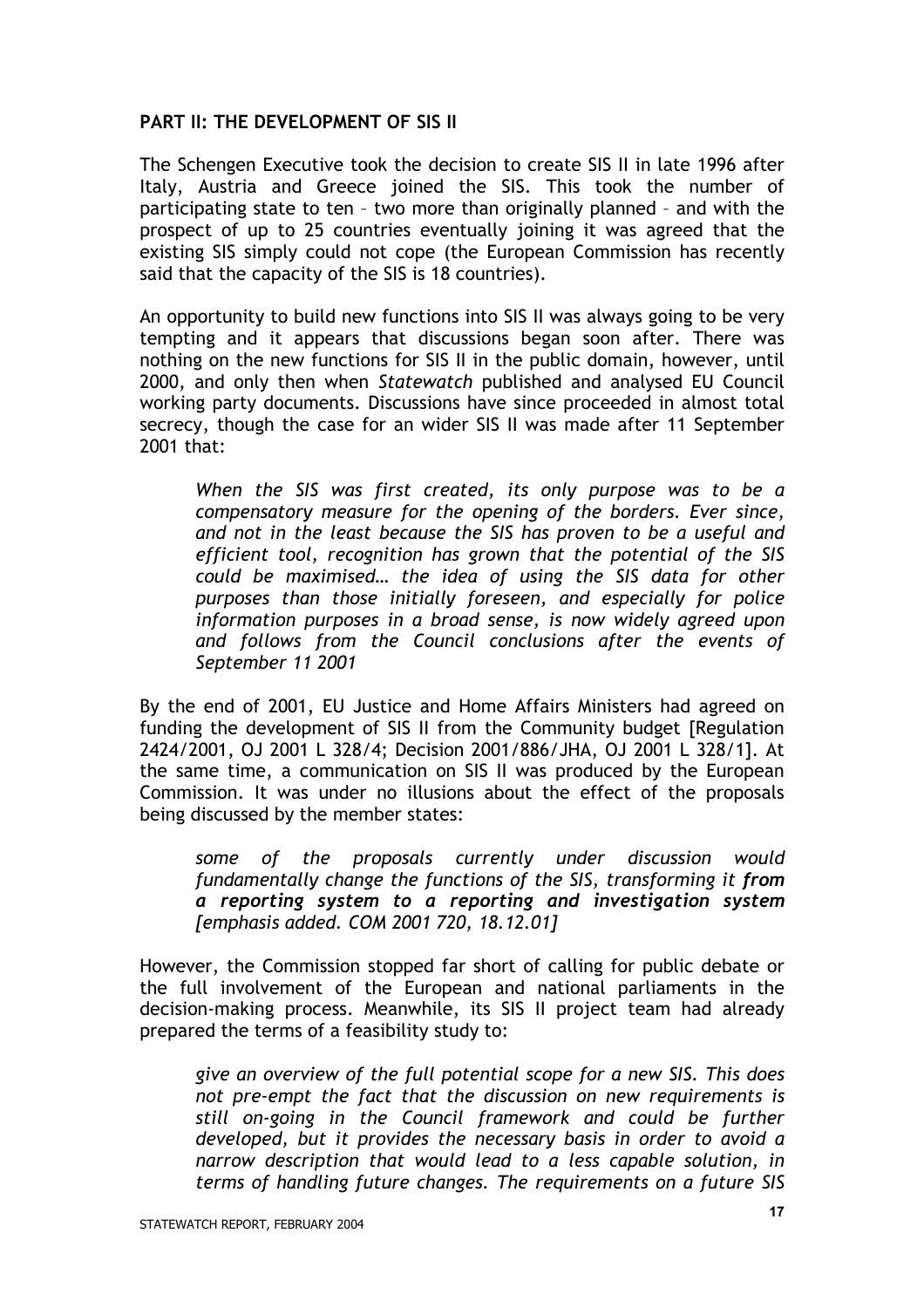## PART II: THE DEVELOPMENT OF SIS II

The Schengen Executive took the decision to create SIS II in late 1996 after Italy, Austria and Greece joined the SIS. This took the number of participating state to ten – two more than originally planned – and with the prospect of up to 25 countries eventually joining it was agreed that the existing SIS simply could not cope (the European Commission has recently said that the capacity of the SIS is 18 countries).

An opportunity to build new functions into SIS II was always going to be very tempting and it appears that discussions began soon after. There was nothing on the new functions for SIS II in the public domain, however, until 2000, and only then when *Statewatch* published and analysed EU Council working party documents. Discussions have since proceeded in almost total secrecy, though the case for an wider SIS II was made after 11 September 2001 that:

> *When the SIS was first created, its only purpose was to be a compensatory measure for the opening of the borders. Ever since, and not in the least because the SIS has proven to be a useful and efficient tool, recognition has grown that the potential of the SIS could be maximised… the idea of using the SIS data for other purposes than those initially foreseen, and especially for police information purposes in a broad sense, is now widely agreed upon and follows from the Council conclusions after the events of September 11 2001*

By the end of 2001, EU Justice and Home Affairs Ministers had agreed on funding the development of SIS II from the Community budget [Regulation 2424/2001, OJ 2001 L 328/4; Decision 2001/886/JHA, OJ 2001 L 328/1]. At the same time, a communication on SIS II was produced by the European Commission. It was under no illusions about the effect of the proposals being discussed by the member states:

> *some of the proposals currently under discussion would fundamentally change the functions of the SIS, transforming it* ***from a reporting system to a reporting and investigation system*** *[emphasis added. COM 2001 720, 18.12.01]*

However, the Commission stopped far short of calling for public debate or the full involvement of the European and national parliaments in the decision-making process. Meanwhile, its SIS II project team had already prepared the terms of a feasibility study to:

> *give an overview of the full potential scope for a new SIS. This does not pre-empt the fact that the discussion on new requirements is still on-going in the Council framework and could be further developed, but it provides the necessary basis in order to avoid a narrow description that would lead to a less capable solution, in terms of handling future changes. The requirements on a future SIS*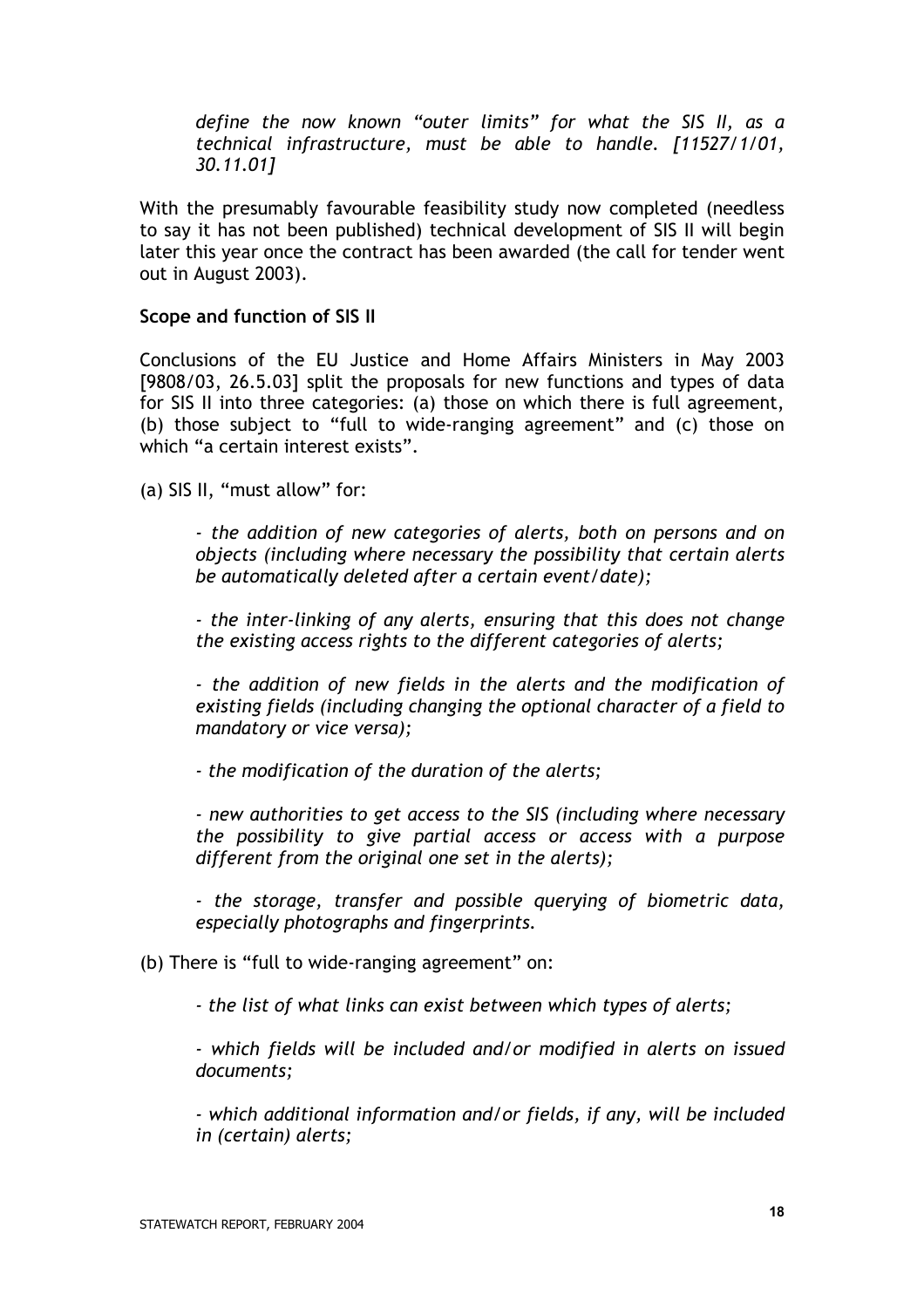> *define the now known "outer limits" for what the SIS II, as a technical infrastructure, must be able to handle. [11527/1/01, 30.11.01]*

With the presumably favourable feasibility study now completed (needless to say it has not been published) technical development of SIS II will begin later this year once the contract has been awarded (the call for tender went out in August 2003).

**Scope and function of SIS II**

Conclusions of the EU Justice and Home Affairs Ministers in May 2003 [9808/03, 26.5.03] split the proposals for new functions and types of data for SIS II into three categories: (a) those on which there is full agreement, (b) those subject to "full to wide-ranging agreement" and (c) those on which "a certain interest exists".

(a) SIS II, "must allow" for:

> *- the addition of new categories of alerts, both on persons and on objects (including where necessary the possibility that certain alerts be automatically deleted after a certain event/date);*
>
> *- the inter-linking of any alerts, ensuring that this does not change the existing access rights to the different categories of alerts;*
>
> *- the addition of new fields in the alerts and the modification of existing fields (including changing the optional character of a field to mandatory or vice versa);*
>
> *- the modification of the duration of the alerts;*
>
> *- new authorities to get access to the SIS (including where necessary the possibility to give partial access or access with a purpose different from the original one set in the alerts);*
>
> *- the storage, transfer and possible querying of biometric data, especially photographs and fingerprints.*

(b) There is "full to wide-ranging agreement" on:

> *- the list of what links can exist between which types of alerts;*
>
> *- which fields will be included and/or modified in alerts on issued documents;*
>
> *- which additional information and/or fields, if any, will be included in (certain) alerts;*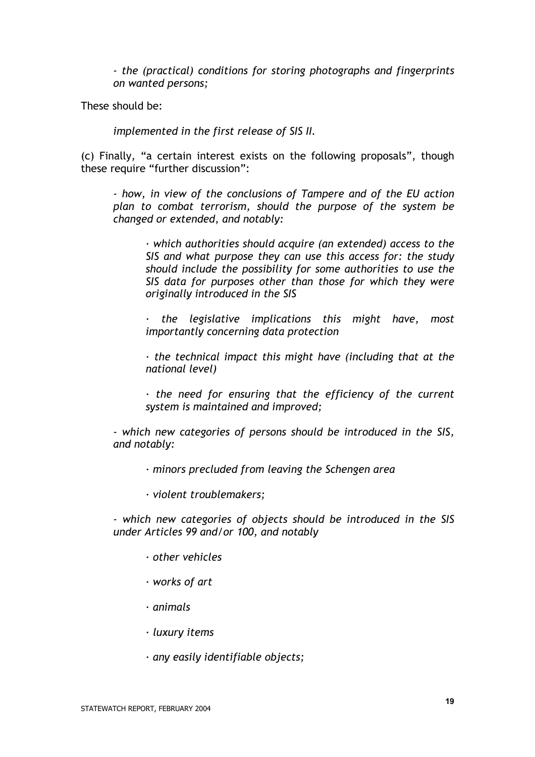*- the (practical) conditions for storing photographs and fingerprints on wanted persons;*

These should be:

*implemented in the first release of SIS II.*

(c) Finally, "a certain interest exists on the following proposals", though these require "further discussion":

*- how, in view of the conclusions of Tampere and of the EU action plan to combat terrorism, should the purpose of the system be changed or extended, and notably:*

> *· which authorities should acquire (an extended) access to the SIS and what purpose they can use this access for: the study should include the possibility for some authorities to use the SIS data for purposes other than those for which they were originally introduced in the SIS*
>
> *· the legislative implications this might have, most importantly concerning data protection*
>
> *· the technical impact this might have (including that at the national level)*
>
> *· the need for ensuring that the efficiency of the current system is maintained and improved;*

*- which new categories of persons should be introduced in the SIS, and notably:*

> *· minors precluded from leaving the Schengen area*
>
> *· violent troublemakers;*

*- which new categories of objects should be introduced in the SIS under Articles 99 and/or 100, and notably*

> *· other vehicles*
>
> *· works of art*
>
> *· animals*
>
> *· luxury items*
>
> *· any easily identifiable objects;*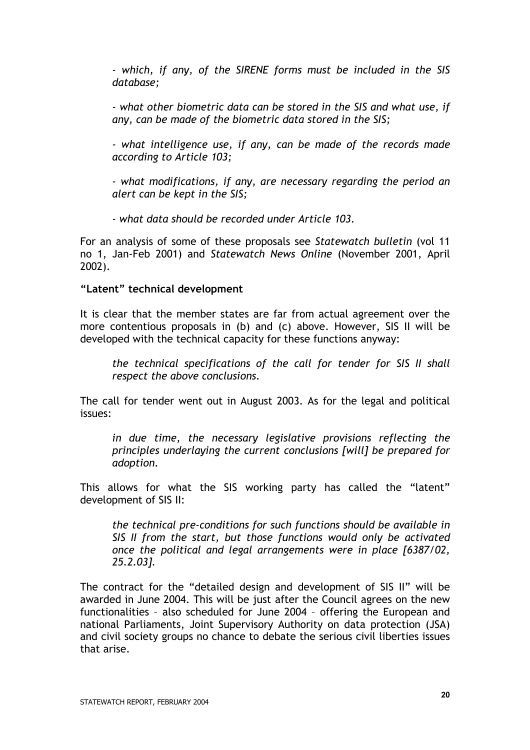*- which, if any, of the SIRENE forms must be included in the SIS database;*

*- what other biometric data can be stored in the SIS and what use, if any, can be made of the biometric data stored in the SIS;*

*- what intelligence use, if any, can be made of the records made according to Article 103;*

*- what modifications, if any, are necessary regarding the period an alert can be kept in the SIS;*

*- what data should be recorded under Article 103.*

For an analysis of some of these proposals see *Statewatch bulletin* (vol 11 no 1, Jan-Feb 2001) and *Statewatch News Online* (November 2001, April 2002).

**"Latent" technical development**

It is clear that the member states are far from actual agreement over the more contentious proposals in (b) and (c) above. However, SIS II will be developed with the technical capacity for these functions anyway:

> *the technical specifications of the call for tender for SIS II shall respect the above conclusions.*

The call for tender went out in August 2003. As for the legal and political issues:

> *in due time, the necessary legislative provisions reflecting the principles underlaying the current conclusions [will] be prepared for adoption.*

This allows for what the SIS working party has called the "latent" development of SIS II:

> *the technical pre-conditions for such functions should be available in SIS II from the start, but those functions would only be activated once the political and legal arrangements were in place [6387/02, 25.2.03].*

The contract for the "detailed design and development of SIS II" will be awarded in June 2004. This will be just after the Council agrees on the new functionalities – also scheduled for June 2004 – offering the European and national Parliaments, Joint Supervisory Authority on data protection (JSA) and civil society groups no chance to debate the serious civil liberties issues that arise.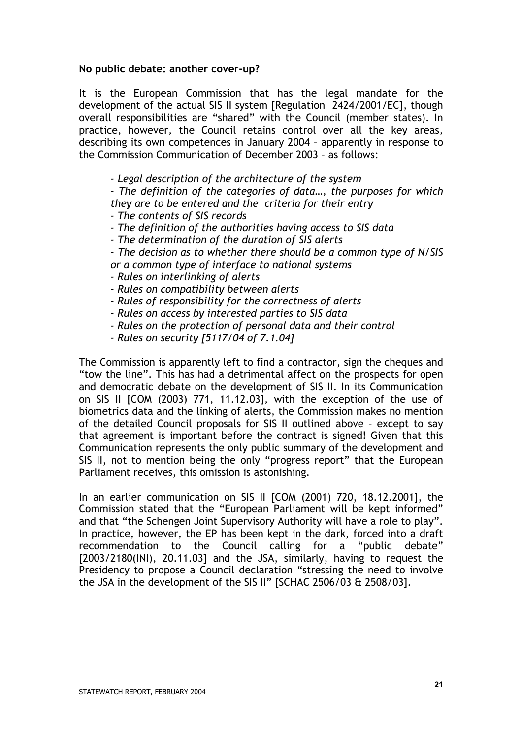**No public debate: another cover-up?**

It is the European Commission that has the legal mandate for the development of the actual SIS II system [Regulation 2424/2001/EC], though overall responsibilities are "shared" with the Council (member states). In practice, however, the Council retains control over all the key areas, describing its own competences in January 2004 – apparently in response to the Commission Communication of December 2003 – as follows:

> - *Legal description of the architecture of the system*
> - *The definition of the categories of data…, the purposes for which they are to be entered and the criteria for their entry*
> - *The contents of SIS records*
> - *The definition of the authorities having access to SIS data*
> - *The determination of the duration of SIS alerts*
> - *The decision as to whether there should be a common type of N/SIS or a common type of interface to national systems*
> - *Rules on interlinking of alerts*
> - *Rules on compatibility between alerts*
> - *Rules of responsibility for the correctness of alerts*
> - *Rules on access by interested parties to SIS data*
> - *Rules on the protection of personal data and their control*
> - *Rules on security [5117/04 of 7.1.04]*

The Commission is apparently left to find a contractor, sign the cheques and "tow the line". This has had a detrimental affect on the prospects for open and democratic debate on the development of SIS II. In its Communication on SIS II [COM (2003) 771, 11.12.03], with the exception of the use of biometrics data and the linking of alerts, the Commission makes no mention of the detailed Council proposals for SIS II outlined above – except to say that agreement is important before the contract is signed! Given that this Communication represents the only public summary of the development and SIS II, not to mention being the only "progress report" that the European Parliament receives, this omission is astonishing.

In an earlier communication on SIS II [COM (2001) 720, 18.12.2001], the Commission stated that the "European Parliament will be kept informed" and that "the Schengen Joint Supervisory Authority will have a role to play". In practice, however, the EP has been kept in the dark, forced into a draft recommendation to the Council calling for a "public debate" [2003/2180(INI), 20.11.03] and the JSA, similarly, having to request the Presidency to propose a Council declaration "stressing the need to involve the JSA in the development of the SIS II" [SCHAC 2506/03 & 2508/03].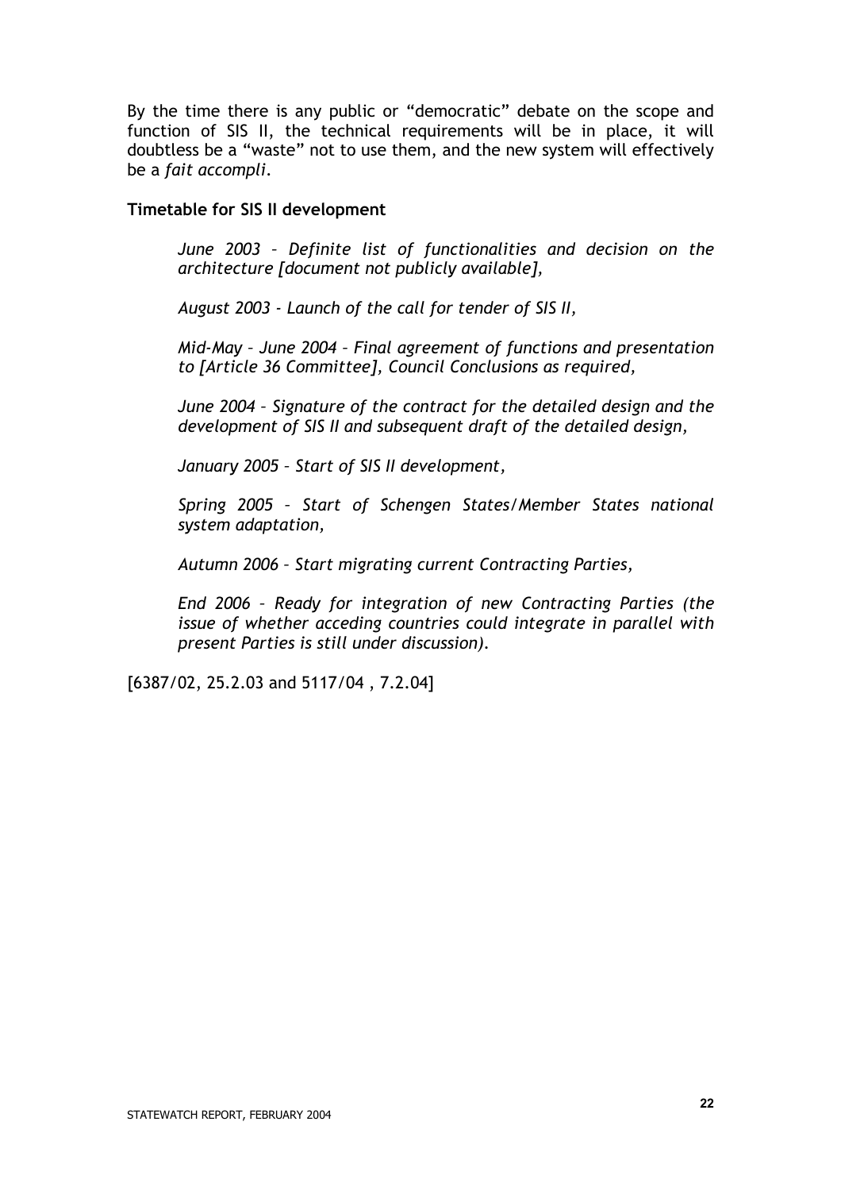By the time there is any public or "democratic" debate on the scope and function of SIS II, the technical requirements will be in place, it will doubtless be a "waste" not to use them, and the new system will effectively be a *fait accompli.*

**Timetable for SIS II development**

> *June 2003 – Definite list of functionalities and decision on the architecture [document not publicly available],*
>
> *August 2003 - Launch of the call for tender of SIS II,*
>
> *Mid-May – June 2004 – Final agreement of functions and presentation to [Article 36 Committee], Council Conclusions as required,*
>
> *June 2004 – Signature of the contract for the detailed design and the development of SIS II and subsequent draft of the detailed design,*
>
> *January 2005 – Start of SIS II development,*
>
> *Spring 2005 – Start of Schengen States/Member States national system adaptation,*
>
> *Autumn 2006 – Start migrating current Contracting Parties,*
>
> *End 2006 – Ready for integration of new Contracting Parties (the issue of whether acceding countries could integrate in parallel with present Parties is still under discussion).*

[6387/02, 25.2.03 and 5117/04 , 7.2.04]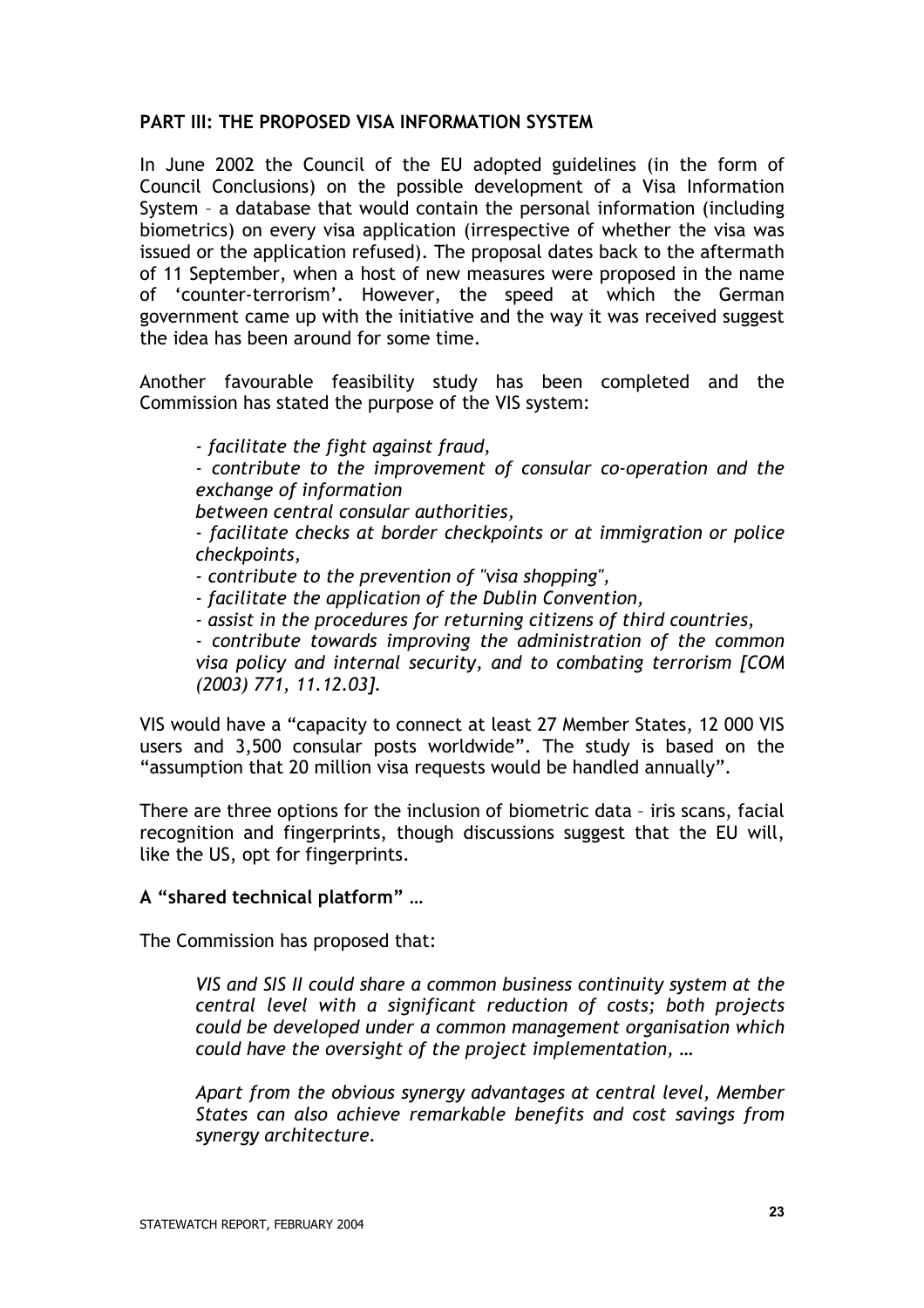## PART III: THE PROPOSED VISA INFORMATION SYSTEM

In June 2002 the Council of the EU adopted guidelines (in the form of Council Conclusions) on the possible development of a Visa Information System – a database that would contain the personal information (including biometrics) on every visa application (irrespective of whether the visa was issued or the application refused). The proposal dates back to the aftermath of 11 September, when a host of new measures were proposed in the name of 'counter-terrorism'. However, the speed at which the German government came up with the initiative and the way it was received suggest the idea has been around for some time.

Another favourable feasibility study has been completed and the Commission has stated the purpose of the VIS system:

> *- facilitate the fight against fraud,*
> *- contribute to the improvement of consular co-operation and the exchange of information*
> *between central consular authorities,*
> *- facilitate checks at border checkpoints or at immigration or police checkpoints,*
> *- contribute to the prevention of "visa shopping",*
> *- facilitate the application of the Dublin Convention,*
> *- assist in the procedures for returning citizens of third countries,*
> *- contribute towards improving the administration of the common visa policy and internal security, and to combating terrorism [COM (2003) 771, 11.12.03].*

VIS would have a "capacity to connect at least 27 Member States, 12 000 VIS users and 3,500 consular posts worldwide". The study is based on the "assumption that 20 million visa requests would be handled annually".

There are three options for the inclusion of biometric data – iris scans, facial recognition and fingerprints, though discussions suggest that the EU will, like the US, opt for fingerprints.

### A "shared technical platform" …

The Commission has proposed that:

> *VIS and SIS II could share a common business continuity system at the central level with a significant reduction of costs; both projects could be developed under a common management organisation which could have the oversight of the project implementation, …*
>
> *Apart from the obvious synergy advantages at central level, Member States can also achieve remarkable benefits and cost savings from synergy architecture.*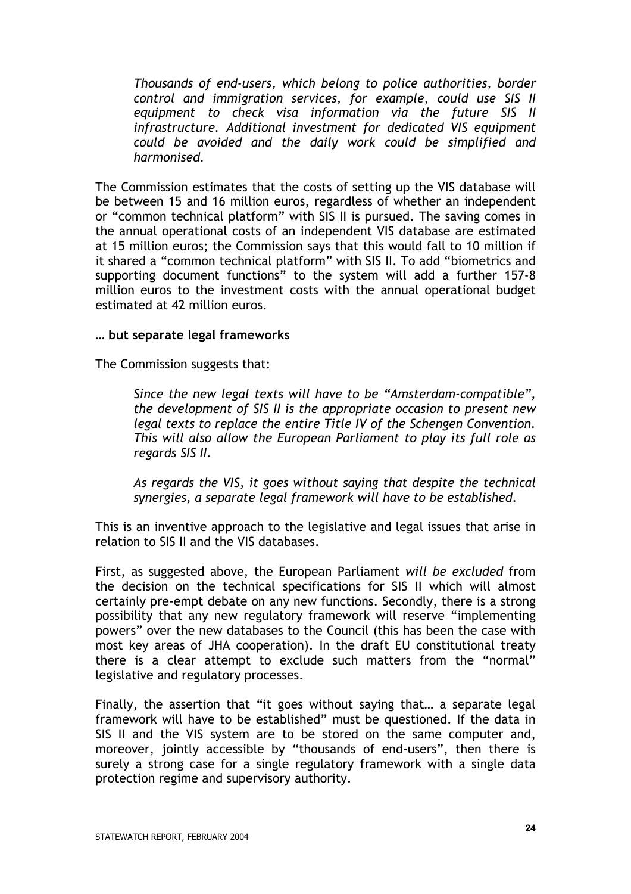> *Thousands of end-users, which belong to police authorities, border control and immigration services, for example, could use SIS II equipment to check visa information via the future SIS II infrastructure. Additional investment for dedicated VIS equipment could be avoided and the daily work could be simplified and harmonised.*

The Commission estimates that the costs of setting up the VIS database will be between 15 and 16 million euros, regardless of whether an independent or "common technical platform" with SIS II is pursued. The saving comes in the annual operational costs of an independent VIS database are estimated at 15 million euros; the Commission says that this would fall to 10 million if it shared a "common technical platform" with SIS II. To add "biometrics and supporting document functions" to the system will add a further 157-8 million euros to the investment costs with the annual operational budget estimated at 42 million euros.

**… but separate legal frameworks**

The Commission suggests that:

> *Since the new legal texts will have to be "Amsterdam-compatible", the development of SIS II is the appropriate occasion to present new legal texts to replace the entire Title IV of the Schengen Convention. This will also allow the European Parliament to play its full role as regards SIS II.*
>
> *As regards the VIS, it goes without saying that despite the technical synergies, a separate legal framework will have to be established.*

This is an inventive approach to the legislative and legal issues that arise in relation to SIS II and the VIS databases.

First, as suggested above, the European Parliament *will be excluded* from the decision on the technical specifications for SIS II which will almost certainly pre-empt debate on any new functions. Secondly, there is a strong possibility that any new regulatory framework will reserve "implementing powers" over the new databases to the Council (this has been the case with most key areas of JHA cooperation). In the draft EU constitutional treaty there is a clear attempt to exclude such matters from the "normal" legislative and regulatory processes.

Finally, the assertion that "it goes without saying that… a separate legal framework will have to be established" must be questioned. If the data in SIS II and the VIS system are to be stored on the same computer and, moreover, jointly accessible by "thousands of end-users", then there is surely a strong case for a single regulatory framework with a single data protection regime and supervisory authority.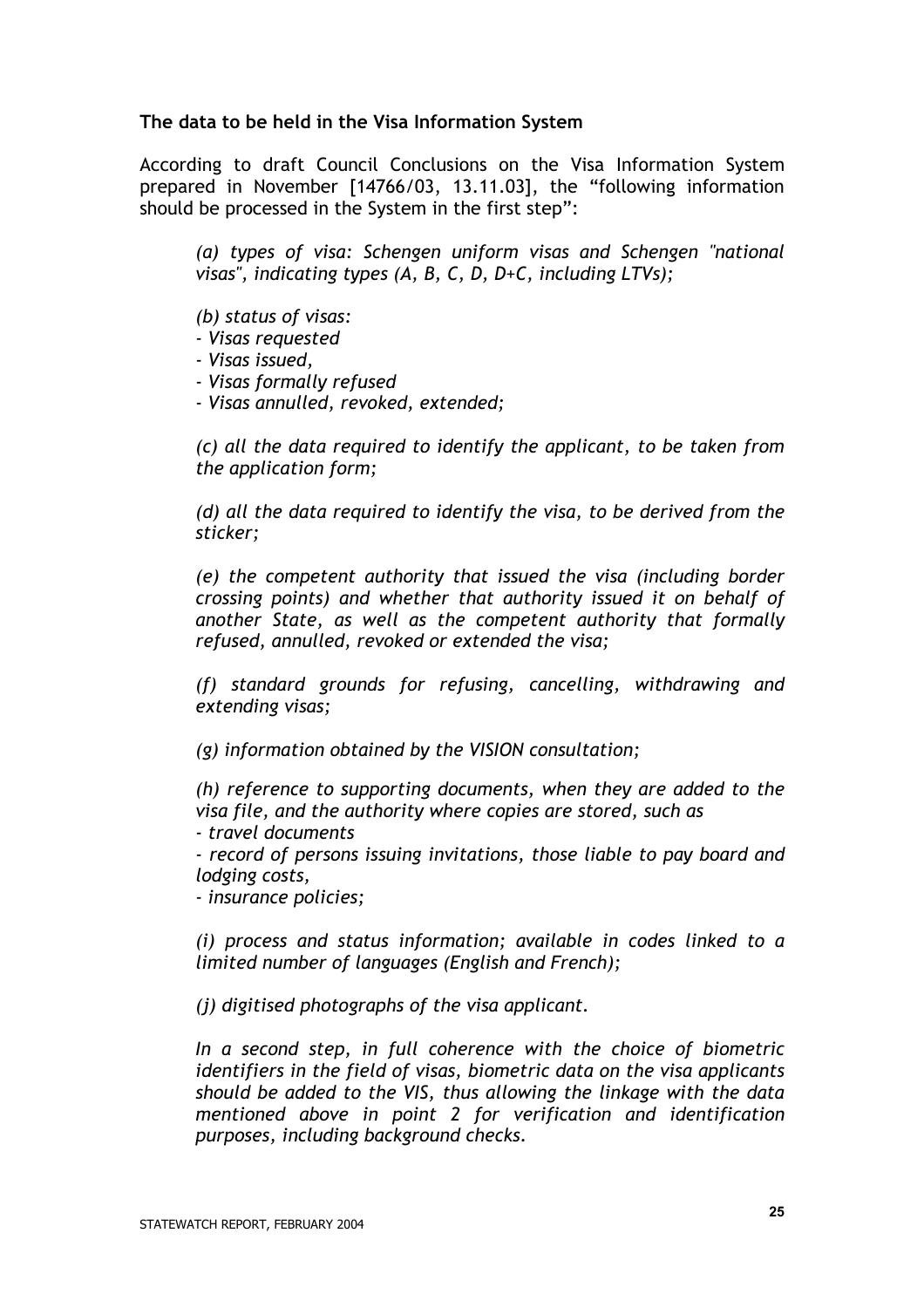**The data to be held in the Visa Information System**

According to draft Council Conclusions on the Visa Information System prepared in November [14766/03, 13.11.03], the "following information should be processed in the System in the first step":

> *(a) types of visa: Schengen uniform visas and Schengen "national visas", indicating types (A, B, C, D, D+C, including LTVs);*
>
> *(b) status of visas:*
> *- Visas requested*
> *- Visas issued,*
> *- Visas formally refused*
> *- Visas annulled, revoked, extended;*
>
> *(c) all the data required to identify the applicant, to be taken from the application form;*
>
> *(d) all the data required to identify the visa, to be derived from the sticker;*
>
> *(e) the competent authority that issued the visa (including border crossing points) and whether that authority issued it on behalf of another State, as well as the competent authority that formally refused, annulled, revoked or extended the visa;*
>
> *(f) standard grounds for refusing, cancelling, withdrawing and extending visas;*
>
> *(g) information obtained by the VISION consultation;*
>
> *(h) reference to supporting documents, when they are added to the visa file, and the authority where copies are stored, such as*
> *- travel documents*
> *- record of persons issuing invitations, those liable to pay board and lodging costs,*
> *- insurance policies;*
>
> *(i) process and status information; available in codes linked to a limited number of languages (English and French);*
>
> *(j) digitised photographs of the visa applicant.*
>
> *In a second step, in full coherence with the choice of biometric identifiers in the field of visas, biometric data on the visa applicants should be added to the VIS, thus allowing the linkage with the data mentioned above in point 2 for verification and identification purposes, including background checks.*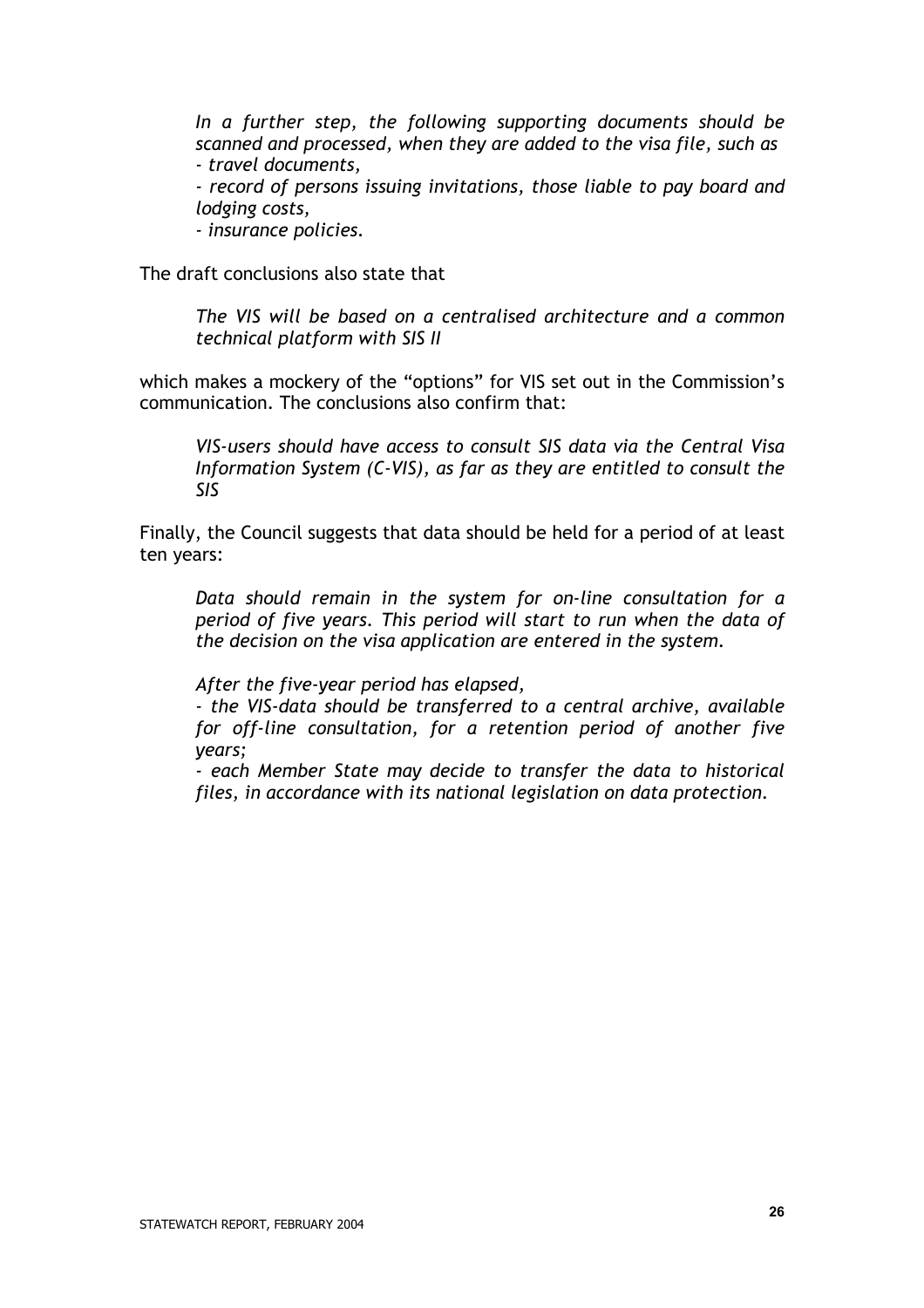*In a further step, the following supporting documents should be scanned and processed, when they are added to the visa file, such as*
*- travel documents,*
*- record of persons issuing invitations, those liable to pay board and lodging costs,*
*- insurance policies.*

The draft conclusions also state that

*The VIS will be based on a centralised architecture and a common technical platform with SIS II*

which makes a mockery of the "options" for VIS set out in the Commission's communication. The conclusions also confirm that:

*VIS-users should have access to consult SIS data via the Central Visa Information System (C-VIS), as far as they are entitled to consult the SIS*

Finally, the Council suggests that data should be held for a period of at least ten years:

*Data should remain in the system for on-line consultation for a period of five years. This period will start to run when the data of the decision on the visa application are entered in the system.*

*After the five-year period has elapsed,*
*- the VIS-data should be transferred to a central archive, available for off-line consultation, for a retention period of another five years;*
*- each Member State may decide to transfer the data to historical files, in accordance with its national legislation on data protection.*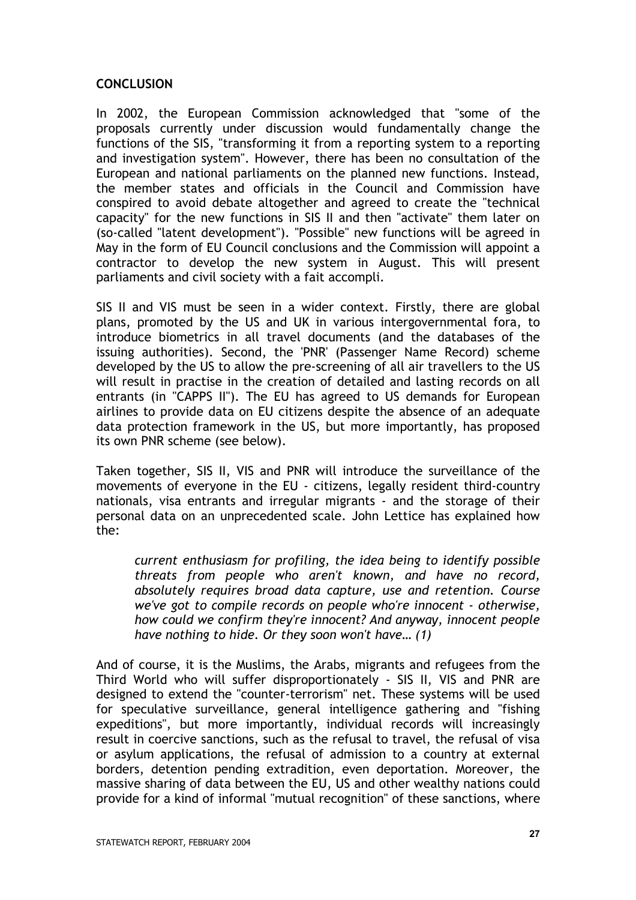**CONCLUSION**

In 2002, the European Commission acknowledged that "some of the proposals currently under discussion would fundamentally change the functions of the SIS, "transforming it from a reporting system to a reporting and investigation system". However, there has been no consultation of the European and national parliaments on the planned new functions. Instead, the member states and officials in the Council and Commission have conspired to avoid debate altogether and agreed to create the "technical capacity" for the new functions in SIS II and then "activate" them later on (so-called "latent development"). "Possible" new functions will be agreed in May in the form of EU Council conclusions and the Commission will appoint a contractor to develop the new system in August. This will present parliaments and civil society with a fait accompli.

SIS II and VIS must be seen in a wider context. Firstly, there are global plans, promoted by the US and UK in various intergovernmental fora, to introduce biometrics in all travel documents (and the databases of the issuing authorities). Second, the 'PNR' (Passenger Name Record) scheme developed by the US to allow the pre-screening of all air travellers to the US will result in practise in the creation of detailed and lasting records on all entrants (in "CAPPS II"). The EU has agreed to US demands for European airlines to provide data on EU citizens despite the absence of an adequate data protection framework in the US, but more importantly, has proposed its own PNR scheme (see below).

Taken together, SIS II, VIS and PNR will introduce the surveillance of the movements of everyone in the EU - citizens, legally resident third-country nationals, visa entrants and irregular migrants - and the storage of their personal data on an unprecedented scale. John Lettice has explained how the:

> *current enthusiasm for profiling, the idea being to identify possible threats from people who aren't known, and have no record, absolutely requires broad data capture, use and retention. Course we've got to compile records on people who're innocent - otherwise, how could we confirm they're innocent? And anyway, innocent people have nothing to hide. Or they soon won't have… (1)*

And of course, it is the Muslims, the Arabs, migrants and refugees from the Third World who will suffer disproportionately - SIS II, VIS and PNR are designed to extend the "counter-terrorism" net. These systems will be used for speculative surveillance, general intelligence gathering and "fishing expeditions", but more importantly, individual records will increasingly result in coercive sanctions, such as the refusal to travel, the refusal of visa or asylum applications, the refusal of admission to a country at external borders, detention pending extradition, even deportation. Moreover, the massive sharing of data between the EU, US and other wealthy nations could provide for a kind of informal "mutual recognition" of these sanctions, where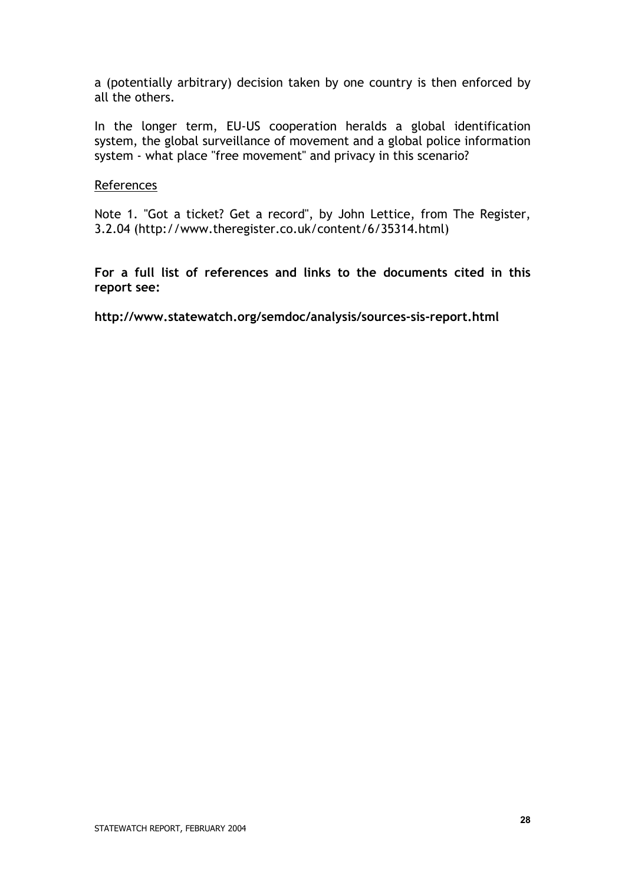a (potentially arbitrary) decision taken by one country is then enforced by all the others.

In the longer term, EU-US cooperation heralds a global identification system, the global surveillance of movement and a global police information system - what place "free movement" and privacy in this scenario?

References

Note 1. "Got a ticket? Get a record", by John Lettice, from The Register, 3.2.04 (http://www.theregister.co.uk/content/6/35314.html)

**For a full list of references and links to the documents cited in this report see:**

**http://www.statewatch.org/semdoc/analysis/sources-sis-report.html**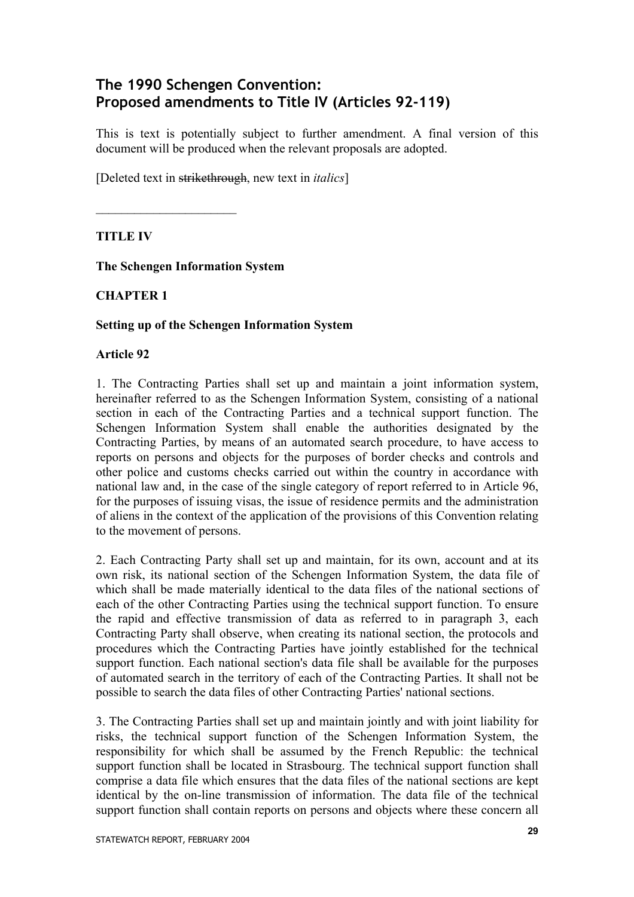# The 1990 Schengen Convention: Proposed amendments to Title IV (Articles 92-119)

This is text is potentially subject to further amendment. A final version of this document will be produced when the relevant proposals are adopted.

[Deleted text in ~~strikethrough~~, new text in *italics*]

---

**TITLE IV**

**The Schengen Information System**

**CHAPTER 1**

**Setting up of the Schengen Information System**

**Article 92**

1. The Contracting Parties shall set up and maintain a joint information system, hereinafter referred to as the Schengen Information System, consisting of a national section in each of the Contracting Parties and a technical support function. The Schengen Information System shall enable the authorities designated by the Contracting Parties, by means of an automated search procedure, to have access to reports on persons and objects for the purposes of border checks and controls and other police and customs checks carried out within the country in accordance with national law and, in the case of the single category of report referred to in Article 96, for the purposes of issuing visas, the issue of residence permits and the administration of aliens in the context of the application of the provisions of this Convention relating to the movement of persons.

2. Each Contracting Party shall set up and maintain, for its own, account and at its own risk, its national section of the Schengen Information System, the data file of which shall be made materially identical to the data files of the national sections of each of the other Contracting Parties using the technical support function. To ensure the rapid and effective transmission of data as referred to in paragraph 3, each Contracting Party shall observe, when creating its national section, the protocols and procedures which the Contracting Parties have jointly established for the technical support function. Each national section's data file shall be available for the purposes of automated search in the territory of each of the Contracting Parties. It shall not be possible to search the data files of other Contracting Parties' national sections.

3. The Contracting Parties shall set up and maintain jointly and with joint liability for risks, the technical support function of the Schengen Information System, the responsibility for which shall be assumed by the French Republic: the technical support function shall be located in Strasbourg. The technical support function shall comprise a data file which ensures that the data files of the national sections are kept identical by the on-line transmission of information. The data file of the technical support function shall contain reports on persons and objects where these concern all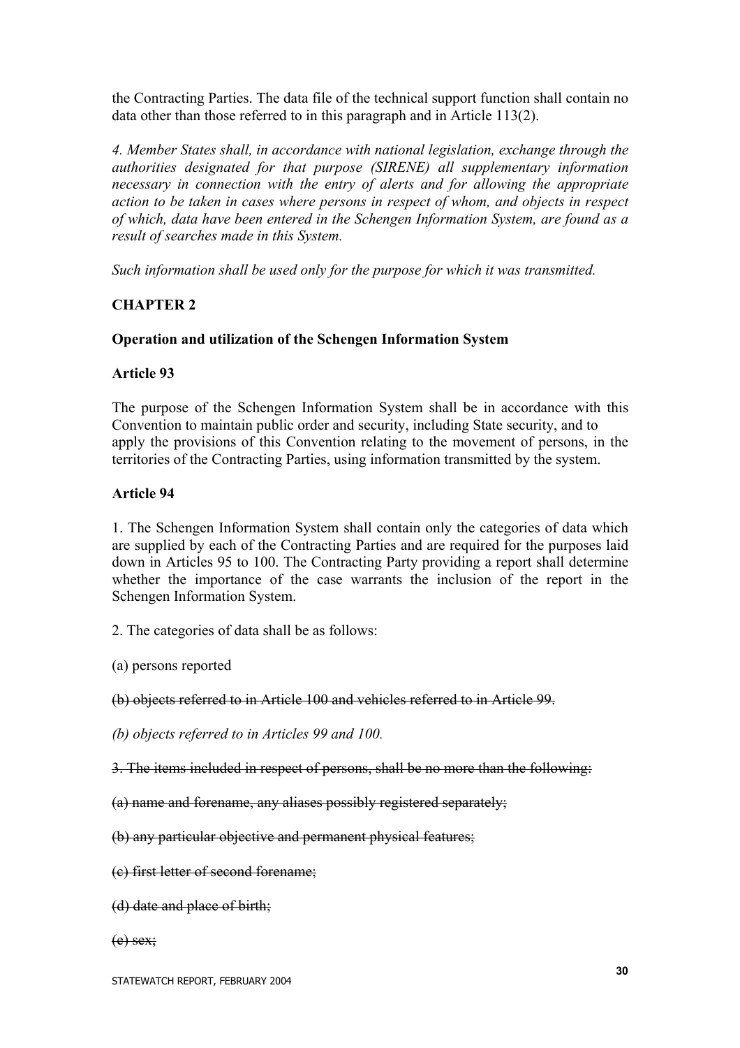the Contracting Parties. The data file of the technical support function shall contain no data other than those referred to in this paragraph and in Article 113(2).

*4. Member States shall, in accordance with national legislation, exchange through the authorities designated for that purpose (SIRENE) all supplementary information necessary in connection with the entry of alerts and for allowing the appropriate action to be taken in cases where persons in respect of whom, and objects in respect of which, data have been entered in the Schengen Information System, are found as a result of searches made in this System.*

*Such information shall be used only for the purpose for which it was transmitted.*

## CHAPTER 2

### Operation and utilization of the Schengen Information System

### Article 93

The purpose of the Schengen Information System shall be in accordance with this Convention to maintain public order and security, including State security, and to apply the provisions of this Convention relating to the movement of persons, in the territories of the Contracting Parties, using information transmitted by the system.

### Article 94

1. The Schengen Information System shall contain only the categories of data which are supplied by each of the Contracting Parties and are required for the purposes laid down in Articles 95 to 100. The Contracting Party providing a report shall determine whether the importance of the case warrants the inclusion of the report in the Schengen Information System.

2. The categories of data shall be as follows:

(a) persons reported

~~(b) objects referred to in Article 100 and vehicles referred to in Article 99.~~

*(b) objects referred to in Articles 99 and 100.*

~~3. The items included in respect of persons, shall be no more than the following:~~

~~(a) name and forename, any aliases possibly registered separately;~~

~~(b) any particular objective and permanent physical features;~~

~~(c) first letter of second forename;~~

~~(d) date and place of birth;~~

~~(e) sex;~~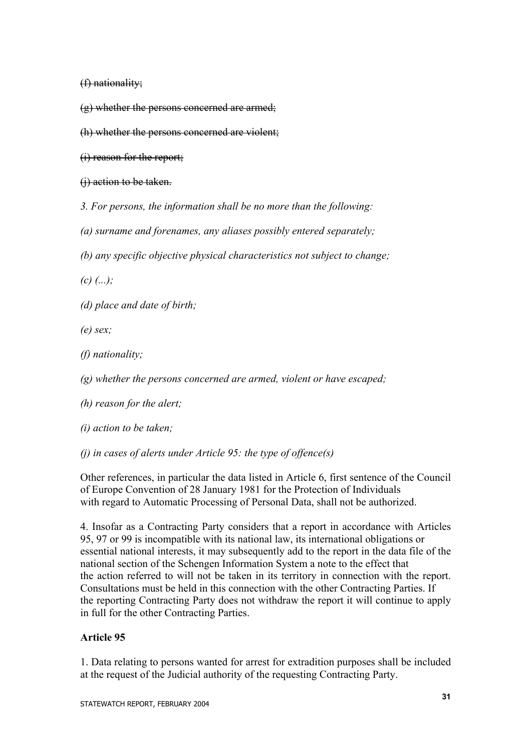~~(f) nationality;~~

~~(g) whether the persons concerned are armed;~~

~~(h) whether the persons concerned are violent;~~

~~(i) reason for the report;~~

~~(j) action to be taken.~~

*3. For persons, the information shall be no more than the following:*

*(a) surname and forenames, any aliases possibly entered separately;*

*(b) any specific objective physical characteristics not subject to change;*

*(c) (...);*

*(d) place and date of birth;*

*(e) sex;*

*(f) nationality;*

*(g) whether the persons concerned are armed, violent or have escaped;*

*(h) reason for the alert;*

*(i) action to be taken;*

*(j) in cases of alerts under Article 95: the type of offence(s)*

Other references, in particular the data listed in Article 6, first sentence of the Council of Europe Convention of 28 January 1981 for the Protection of Individuals with regard to Automatic Processing of Personal Data, shall not be authorized.

4. Insofar as a Contracting Party considers that a report in accordance with Articles 95, 97 or 99 is incompatible with its national law, its international obligations or essential national interests, it may subsequently add to the report in the data file of the national section of the Schengen Information System a note to the effect that the action referred to will not be taken in its territory in connection with the report. Consultations must be held in this connection with the other Contracting Parties. If the reporting Contracting Party does not withdraw the report it will continue to apply in full for the other Contracting Parties.

**Article 95**

1. Data relating to persons wanted for arrest for extradition purposes shall be included at the request of the Judicial authority of the requesting Contracting Party.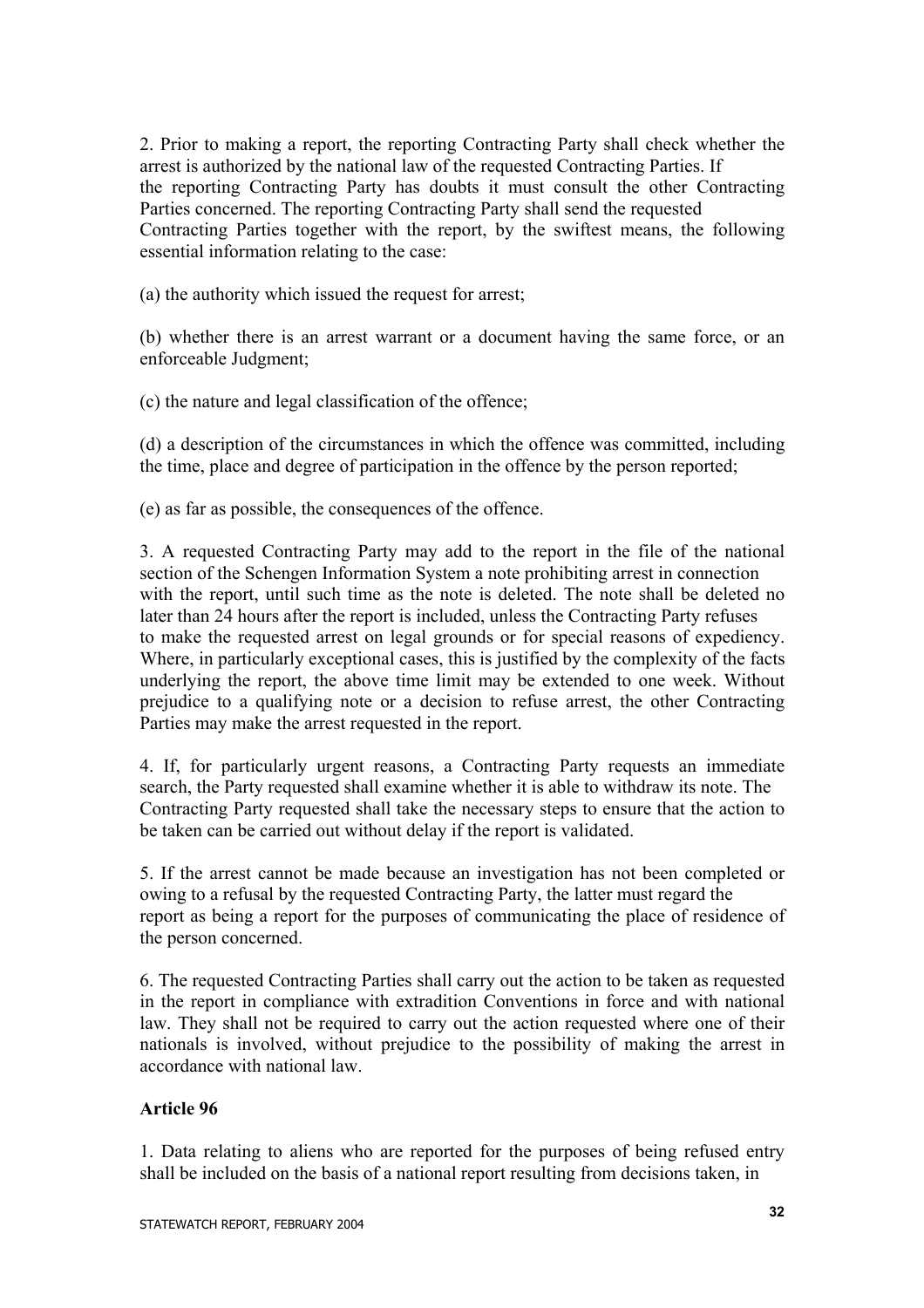2. Prior to making a report, the reporting Contracting Party shall check whether the arrest is authorized by the national law of the requested Contracting Parties. If the reporting Contracting Party has doubts it must consult the other Contracting Parties concerned. The reporting Contracting Party shall send the requested Contracting Parties together with the report, by the swiftest means, the following essential information relating to the case:

(a) the authority which issued the request for arrest;

(b) whether there is an arrest warrant or a document having the same force, or an enforceable Judgment;

(c) the nature and legal classification of the offence;

(d) a description of the circumstances in which the offence was committed, including the time, place and degree of participation in the offence by the person reported;

(e) as far as possible, the consequences of the offence.

3. A requested Contracting Party may add to the report in the file of the national section of the Schengen Information System a note prohibiting arrest in connection with the report, until such time as the note is deleted. The note shall be deleted no later than 24 hours after the report is included, unless the Contracting Party refuses to make the requested arrest on legal grounds or for special reasons of expediency. Where, in particularly exceptional cases, this is justified by the complexity of the facts underlying the report, the above time limit may be extended to one week. Without prejudice to a qualifying note or a decision to refuse arrest, the other Contracting Parties may make the arrest requested in the report.

4. If, for particularly urgent reasons, a Contracting Party requests an immediate search, the Party requested shall examine whether it is able to withdraw its note. The Contracting Party requested shall take the necessary steps to ensure that the action to be taken can be carried out without delay if the report is validated.

5. If the arrest cannot be made because an investigation has not been completed or owing to a refusal by the requested Contracting Party, the latter must regard the report as being a report for the purposes of communicating the place of residence of the person concerned.

6. The requested Contracting Parties shall carry out the action to be taken as requested in the report in compliance with extradition Conventions in force and with national law. They shall not be required to carry out the action requested where one of their nationals is involved, without prejudice to the possibility of making the arrest in accordance with national law.

**Article 96**

1. Data relating to aliens who are reported for the purposes of being refused entry shall be included on the basis of a national report resulting from decisions taken, in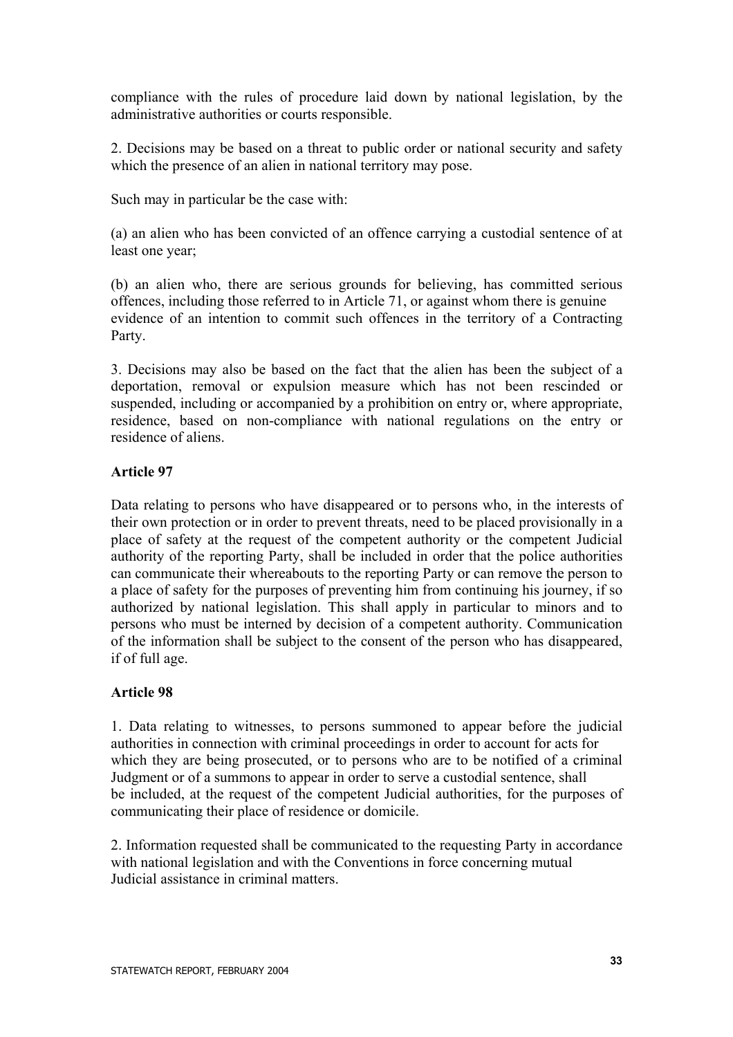compliance with the rules of procedure laid down by national legislation, by the administrative authorities or courts responsible.

2. Decisions may be based on a threat to public order or national security and safety which the presence of an alien in national territory may pose.

Such may in particular be the case with:

(a) an alien who has been convicted of an offence carrying a custodial sentence of at least one year;

(b) an alien who, there are serious grounds for believing, has committed serious offences, including those referred to in Article 71, or against whom there is genuine evidence of an intention to commit such offences in the territory of a Contracting Party.

3. Decisions may also be based on the fact that the alien has been the subject of a deportation, removal or expulsion measure which has not been rescinded or suspended, including or accompanied by a prohibition on entry or, where appropriate, residence, based on non-compliance with national regulations on the entry or residence of aliens.

**Article 97**

Data relating to persons who have disappeared or to persons who, in the interests of their own protection or in order to prevent threats, need to be placed provisionally in a place of safety at the request of the competent authority or the competent Judicial authority of the reporting Party, shall be included in order that the police authorities can communicate their whereabouts to the reporting Party or can remove the person to a place of safety for the purposes of preventing him from continuing his journey, if so authorized by national legislation. This shall apply in particular to minors and to persons who must be interned by decision of a competent authority. Communication of the information shall be subject to the consent of the person who has disappeared, if of full age.

**Article 98**

1. Data relating to witnesses, to persons summoned to appear before the judicial authorities in connection with criminal proceedings in order to account for acts for which they are being prosecuted, or to persons who are to be notified of a criminal Judgment or of a summons to appear in order to serve a custodial sentence, shall be included, at the request of the competent Judicial authorities, for the purposes of communicating their place of residence or domicile.

2. Information requested shall be communicated to the requesting Party in accordance with national legislation and with the Conventions in force concerning mutual Judicial assistance in criminal matters.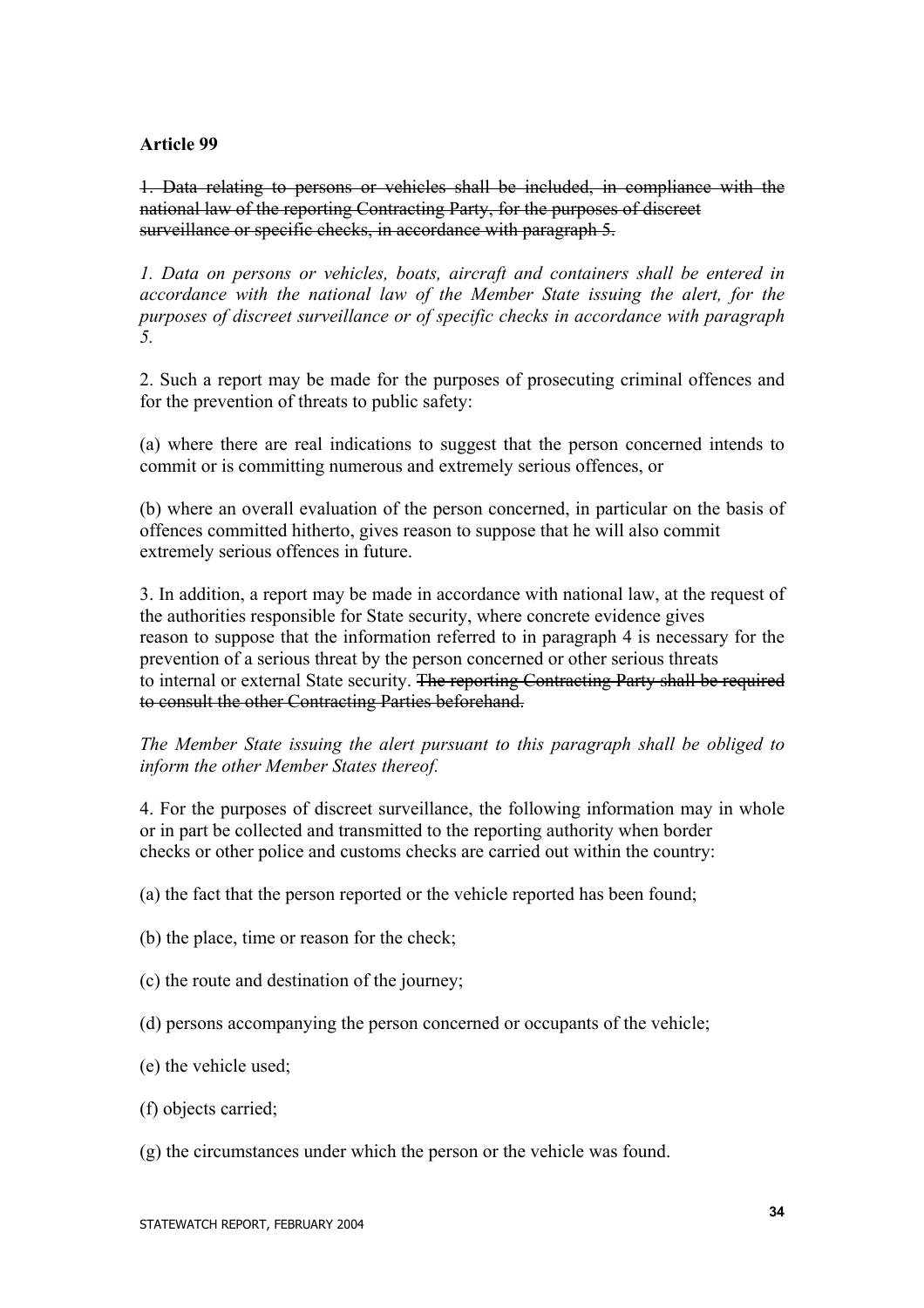**Article 99**

~~1. Data relating to persons or vehicles shall be included, in compliance with the national law of the reporting Contracting Party, for the purposes of discreet surveillance or specific checks, in accordance with paragraph 5.~~

*1. Data on persons or vehicles, boats, aircraft and containers shall be entered in accordance with the national law of the Member State issuing the alert, for the purposes of discreet surveillance or of specific checks in accordance with paragraph 5.*

2. Such a report may be made for the purposes of prosecuting criminal offences and for the prevention of threats to public safety:

(a) where there are real indications to suggest that the person concerned intends to commit or is committing numerous and extremely serious offences, or

(b) where an overall evaluation of the person concerned, in particular on the basis of offences committed hitherto, gives reason to suppose that he will also commit extremely serious offences in future.

3. In addition, a report may be made in accordance with national law, at the request of the authorities responsible for State security, where concrete evidence gives reason to suppose that the information referred to in paragraph 4 is necessary for the prevention of a serious threat by the person concerned or other serious threats to internal or external State security. ~~The reporting Contracting Party shall be required to consult the other Contracting Parties beforehand.~~

*The Member State issuing the alert pursuant to this paragraph shall be obliged to inform the other Member States thereof.*

4. For the purposes of discreet surveillance, the following information may in whole or in part be collected and transmitted to the reporting authority when border checks or other police and customs checks are carried out within the country:

(a) the fact that the person reported or the vehicle reported has been found;

(b) the place, time or reason for the check;

(c) the route and destination of the journey;

(d) persons accompanying the person concerned or occupants of the vehicle;

(e) the vehicle used;

(f) objects carried;

(g) the circumstances under which the person or the vehicle was found.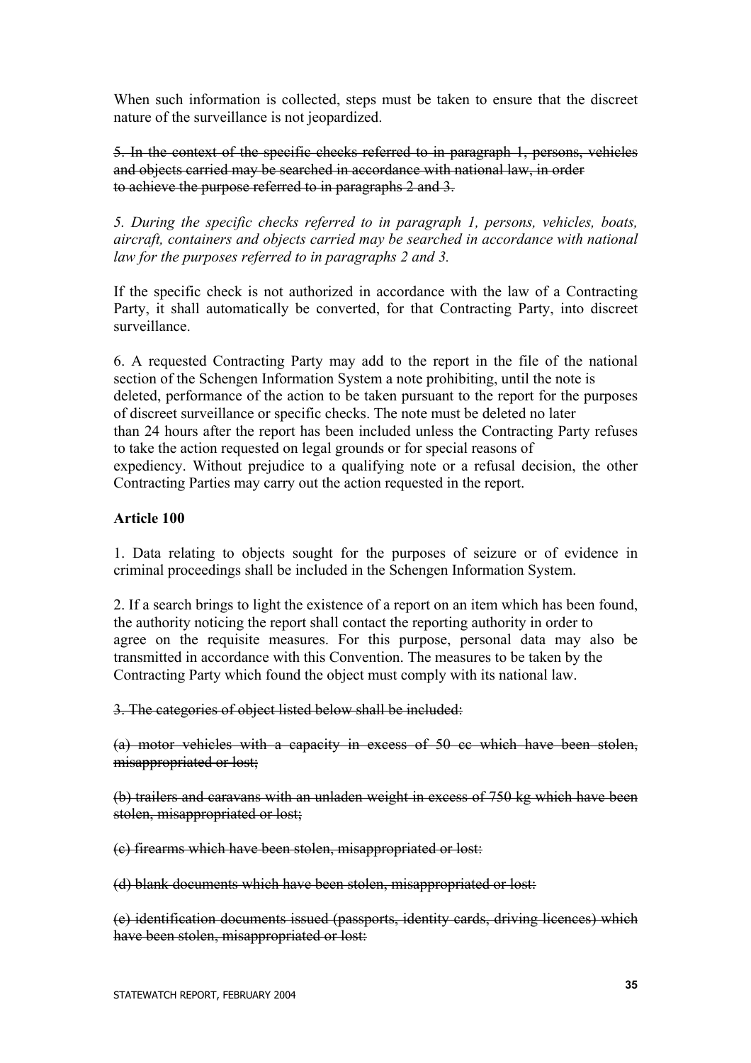When such information is collected, steps must be taken to ensure that the discreet nature of the surveillance is not jeopardized.

~~5. In the context of the specific checks referred to in paragraph 1, persons, vehicles and objects carried may be searched in accordance with national law, in order to achieve the purpose referred to in paragraphs 2 and 3.~~

*5. During the specific checks referred to in paragraph 1, persons, vehicles, boats, aircraft, containers and objects carried may be searched in accordance with national law for the purposes referred to in paragraphs 2 and 3.*

If the specific check is not authorized in accordance with the law of a Contracting Party, it shall automatically be converted, for that Contracting Party, into discreet surveillance.

6. A requested Contracting Party may add to the report in the file of the national section of the Schengen Information System a note prohibiting, until the note is deleted, performance of the action to be taken pursuant to the report for the purposes of discreet surveillance or specific checks. The note must be deleted no later than 24 hours after the report has been included unless the Contracting Party refuses to take the action requested on legal grounds or for special reasons of expediency. Without prejudice to a qualifying note or a refusal decision, the other Contracting Parties may carry out the action requested in the report.

**Article 100**

1. Data relating to objects sought for the purposes of seizure or of evidence in criminal proceedings shall be included in the Schengen Information System.

2. If a search brings to light the existence of a report on an item which has been found, the authority noticing the report shall contact the reporting authority in order to agree on the requisite measures. For this purpose, personal data may also be transmitted in accordance with this Convention. The measures to be taken by the Contracting Party which found the object must comply with its national law.

~~3. The categories of object listed below shall be included:~~

~~(a) motor vehicles with a capacity in excess of 50 cc which have been stolen, misappropriated or lost;~~

~~(b) trailers and caravans with an unladen weight in excess of 750 kg which have been stolen, misappropriated or lost;~~

~~(c) firearms which have been stolen, misappropriated or lost:~~

~~(d) blank documents which have been stolen, misappropriated or lost:~~

~~(e) identification documents issued (passports, identity cards, driving licences) which have been stolen, misappropriated or lost:~~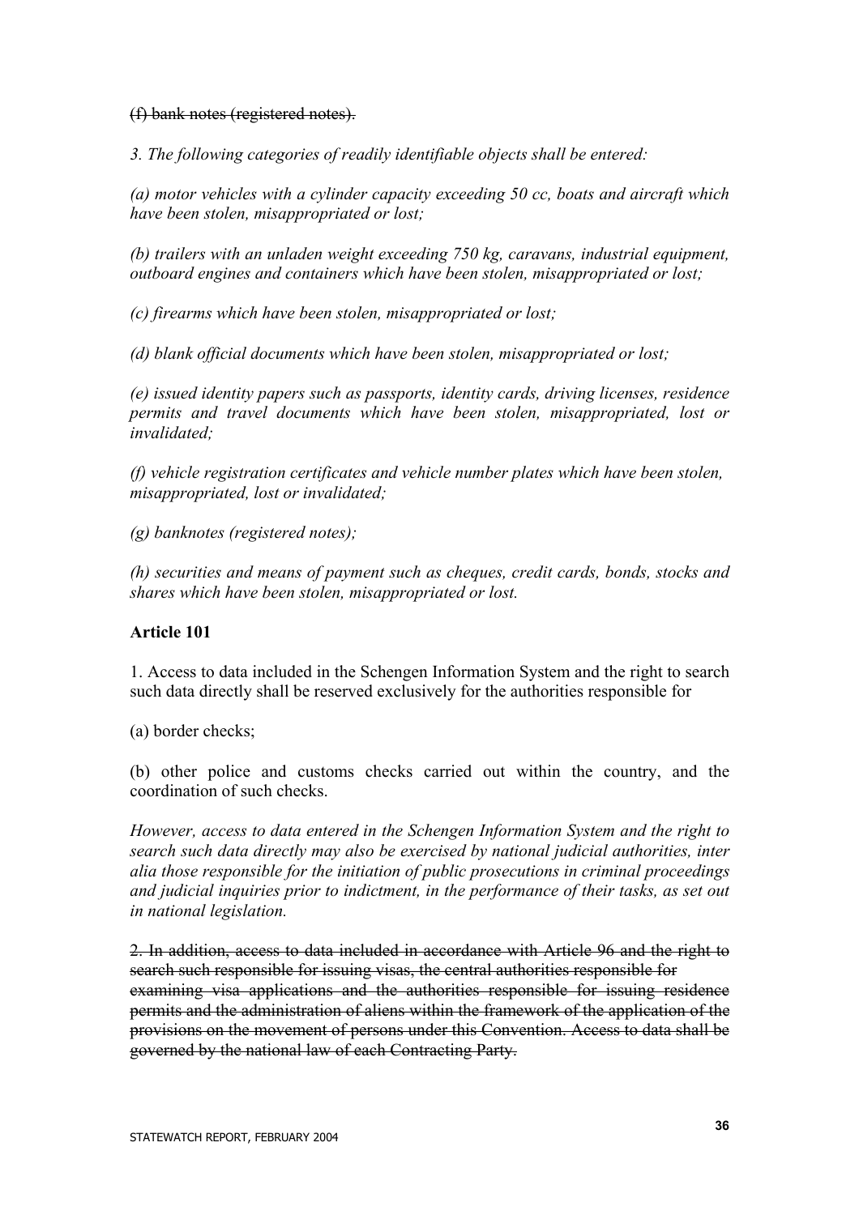~~(f) bank notes (registered notes).~~

*3. The following categories of readily identifiable objects shall be entered:*

*(a) motor vehicles with a cylinder capacity exceeding 50 cc, boats and aircraft which have been stolen, misappropriated or lost;*

*(b) trailers with an unladen weight exceeding 750 kg, caravans, industrial equipment, outboard engines and containers which have been stolen, misappropriated or lost;*

*(c) firearms which have been stolen, misappropriated or lost;*

*(d) blank official documents which have been stolen, misappropriated or lost;*

*(e) issued identity papers such as passports, identity cards, driving licenses, residence permits and travel documents which have been stolen, misappropriated, lost or invalidated;*

*(f) vehicle registration certificates and vehicle number plates which have been stolen, misappropriated, lost or invalidated;*

*(g) banknotes (registered notes);*

*(h) securities and means of payment such as cheques, credit cards, bonds, stocks and shares which have been stolen, misappropriated or lost.*

**Article 101**

1. Access to data included in the Schengen Information System and the right to search such data directly shall be reserved exclusively for the authorities responsible for

(a) border checks;

(b) other police and customs checks carried out within the country, and the coordination of such checks.

*However, access to data entered in the Schengen Information System and the right to search such data directly may also be exercised by national judicial authorities, inter alia those responsible for the initiation of public prosecutions in criminal proceedings and judicial inquiries prior to indictment, in the performance of their tasks, as set out in national legislation.*

~~2. In addition, access to data included in accordance with Article 96 and the right to search such responsible for issuing visas, the central authorities responsible for examining visa applications and the authorities responsible for issuing residence permits and the administration of aliens within the framework of the application of the provisions on the movement of persons under this Convention. Access to data shall be governed by the national law of each Contracting Party.~~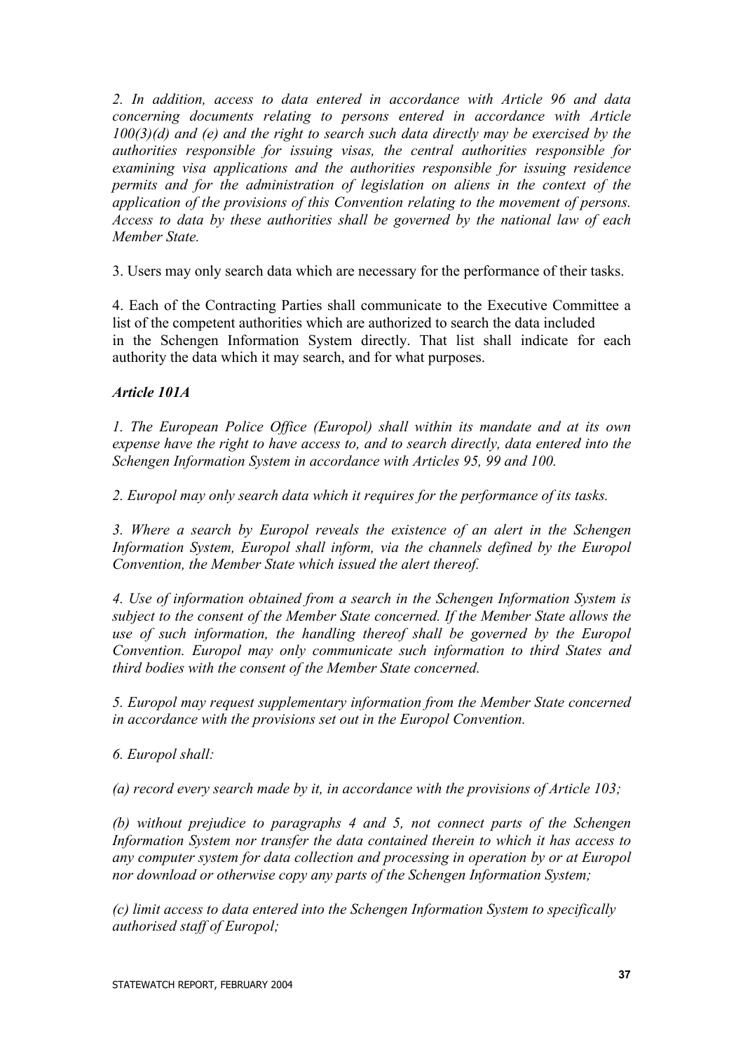*2. In addition, access to data entered in accordance with Article 96 and data concerning documents relating to persons entered in accordance with Article 100(3)(d) and (e) and the right to search such data directly may be exercised by the authorities responsible for issuing visas, the central authorities responsible for examining visa applications and the authorities responsible for issuing residence permits and for the administration of legislation on aliens in the context of the application of the provisions of this Convention relating to the movement of persons. Access to data by these authorities shall be governed by the national law of each Member State.*

3. Users may only search data which are necessary for the performance of their tasks.

4. Each of the Contracting Parties shall communicate to the Executive Committee a list of the competent authorities which are authorized to search the data included in the Schengen Information System directly. That list shall indicate for each authority the data which it may search, and for what purposes.

***Article 101A***

*1. The European Police Office (Europol) shall within its mandate and at its own expense have the right to have access to, and to search directly, data entered into the Schengen Information System in accordance with Articles 95, 99 and 100.*

*2. Europol may only search data which it requires for the performance of its tasks.*

*3. Where a search by Europol reveals the existence of an alert in the Schengen Information System, Europol shall inform, via the channels defined by the Europol Convention, the Member State which issued the alert thereof.*

*4. Use of information obtained from a search in the Schengen Information System is subject to the consent of the Member State concerned. If the Member State allows the use of such information, the handling thereof shall be governed by the Europol Convention. Europol may only communicate such information to third States and third bodies with the consent of the Member State concerned.*

*5. Europol may request supplementary information from the Member State concerned in accordance with the provisions set out in the Europol Convention.*

*6. Europol shall:*

*(a) record every search made by it, in accordance with the provisions of Article 103;*

*(b) without prejudice to paragraphs 4 and 5, not connect parts of the Schengen Information System nor transfer the data contained therein to which it has access to any computer system for data collection and processing in operation by or at Europol nor download or otherwise copy any parts of the Schengen Information System;*

*(c) limit access to data entered into the Schengen Information System to specifically authorised staff of Europol;*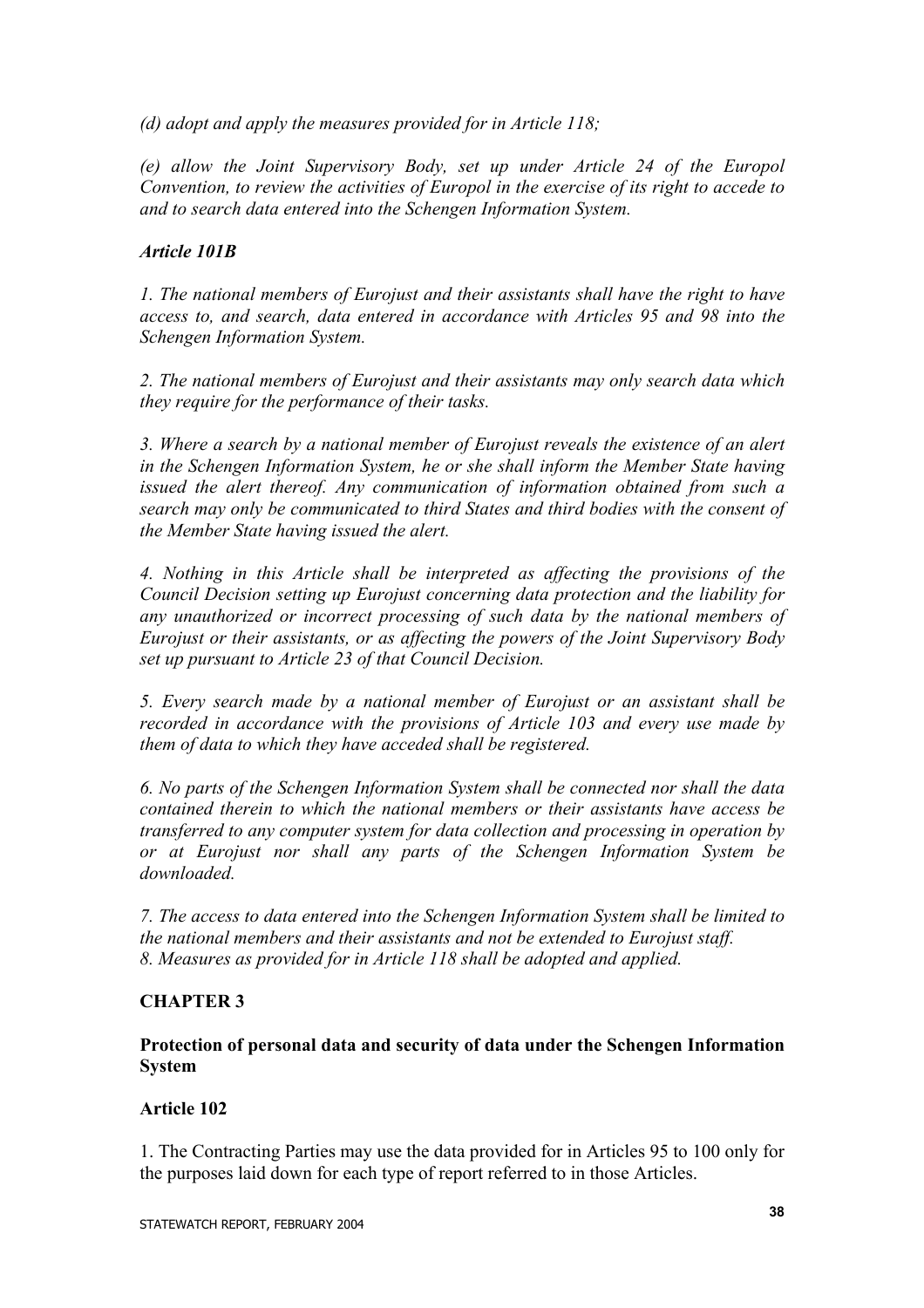*(d) adopt and apply the measures provided for in Article 118;*

*(e) allow the Joint Supervisory Body, set up under Article 24 of the Europol Convention, to review the activities of Europol in the exercise of its right to accede to and to search data entered into the Schengen Information System.*

***Article 101B***

*1. The national members of Eurojust and their assistants shall have the right to have access to, and search, data entered in accordance with Articles 95 and 98 into the Schengen Information System.*

*2. The national members of Eurojust and their assistants may only search data which they require for the performance of their tasks.*

*3. Where a search by a national member of Eurojust reveals the existence of an alert in the Schengen Information System, he or she shall inform the Member State having issued the alert thereof. Any communication of information obtained from such a search may only be communicated to third States and third bodies with the consent of the Member State having issued the alert.*

*4. Nothing in this Article shall be interpreted as affecting the provisions of the Council Decision setting up Eurojust concerning data protection and the liability for any unauthorized or incorrect processing of such data by the national members of Eurojust or their assistants, or as affecting the powers of the Joint Supervisory Body set up pursuant to Article 23 of that Council Decision.*

*5. Every search made by a national member of Eurojust or an assistant shall be recorded in accordance with the provisions of Article 103 and every use made by them of data to which they have acceded shall be registered.*

*6. No parts of the Schengen Information System shall be connected nor shall the data contained therein to which the national members or their assistants have access be transferred to any computer system for data collection and processing in operation by or at Eurojust nor shall any parts of the Schengen Information System be downloaded.*

*7. The access to data entered into the Schengen Information System shall be limited to the national members and their assistants and not be extended to Eurojust staff.*
*8. Measures as provided for in Article 118 shall be adopted and applied.*

## CHAPTER 3

### Protection of personal data and security of data under the Schengen Information System

### Article 102

1. The Contracting Parties may use the data provided for in Articles 95 to 100 only for the purposes laid down for each type of report referred to in those Articles.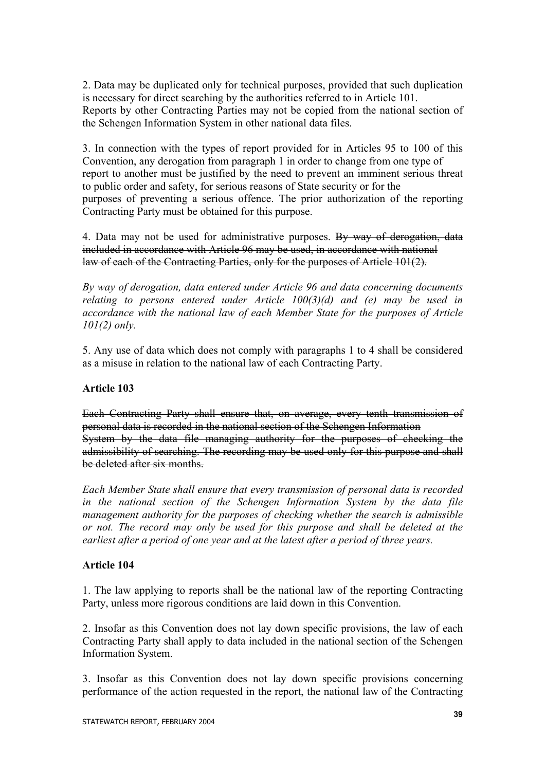2. Data may be duplicated only for technical purposes, provided that such duplication is necessary for direct searching by the authorities referred to in Article 101. Reports by other Contracting Parties may not be copied from the national section of the Schengen Information System in other national data files.

3. In connection with the types of report provided for in Articles 95 to 100 of this Convention, any derogation from paragraph 1 in order to change from one type of report to another must be justified by the need to prevent an imminent serious threat to public order and safety, for serious reasons of State security or for the purposes of preventing a serious offence. The prior authorization of the reporting Contracting Party must be obtained for this purpose.

4. Data may not be used for administrative purposes. ~~By way of derogation, data included in accordance with Article 96 may be used, in accordance with national law of each of the Contracting Parties, only for the purposes of Article 101(2).~~

*By way of derogation, data entered under Article 96 and data concerning documents relating to persons entered under Article 100(3)(d) and (e) may be used in accordance with the national law of each Member State for the purposes of Article 101(2) only.*

5. Any use of data which does not comply with paragraphs 1 to 4 shall be considered as a misuse in relation to the national law of each Contracting Party.

**Article 103**

~~Each Contracting Party shall ensure that, on average, every tenth transmission of personal data is recorded in the national section of the Schengen Information System by the data file managing authority for the purposes of checking the admissibility of searching. The recording may be used only for this purpose and shall be deleted after six months.~~

*Each Member State shall ensure that every transmission of personal data is recorded in the national section of the Schengen Information System by the data file management authority for the purposes of checking whether the search is admissible or not. The record may only be used for this purpose and shall be deleted at the earliest after a period of one year and at the latest after a period of three years.*

**Article 104**

1. The law applying to reports shall be the national law of the reporting Contracting Party, unless more rigorous conditions are laid down in this Convention.

2. Insofar as this Convention does not lay down specific provisions, the law of each Contracting Party shall apply to data included in the national section of the Schengen Information System.

3. Insofar as this Convention does not lay down specific provisions concerning performance of the action requested in the report, the national law of the Contracting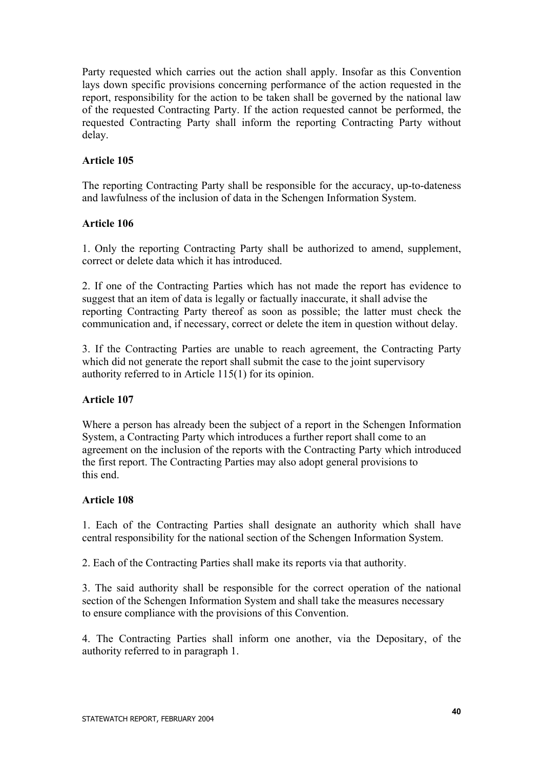Party requested which carries out the action shall apply. Insofar as this Convention lays down specific provisions concerning performance of the action requested in the report, responsibility for the action to be taken shall be governed by the national law of the requested Contracting Party. If the action requested cannot be performed, the requested Contracting Party shall inform the reporting Contracting Party without delay.

**Article 105**

The reporting Contracting Party shall be responsible for the accuracy, up-to-dateness and lawfulness of the inclusion of data in the Schengen Information System.

**Article 106**

1. Only the reporting Contracting Party shall be authorized to amend, supplement, correct or delete data which it has introduced.

2. If one of the Contracting Parties which has not made the report has evidence to suggest that an item of data is legally or factually inaccurate, it shall advise the reporting Contracting Party thereof as soon as possible; the latter must check the communication and, if necessary, correct or delete the item in question without delay.

3. If the Contracting Parties are unable to reach agreement, the Contracting Party which did not generate the report shall submit the case to the joint supervisory authority referred to in Article 115(1) for its opinion.

**Article 107**

Where a person has already been the subject of a report in the Schengen Information System, a Contracting Party which introduces a further report shall come to an agreement on the inclusion of the reports with the Contracting Party which introduced the first report. The Contracting Parties may also adopt general provisions to this end.

**Article 108**

1. Each of the Contracting Parties shall designate an authority which shall have central responsibility for the national section of the Schengen Information System.

2. Each of the Contracting Parties shall make its reports via that authority.

3. The said authority shall be responsible for the correct operation of the national section of the Schengen Information System and shall take the measures necessary to ensure compliance with the provisions of this Convention.

4. The Contracting Parties shall inform one another, via the Depositary, of the authority referred to in paragraph 1.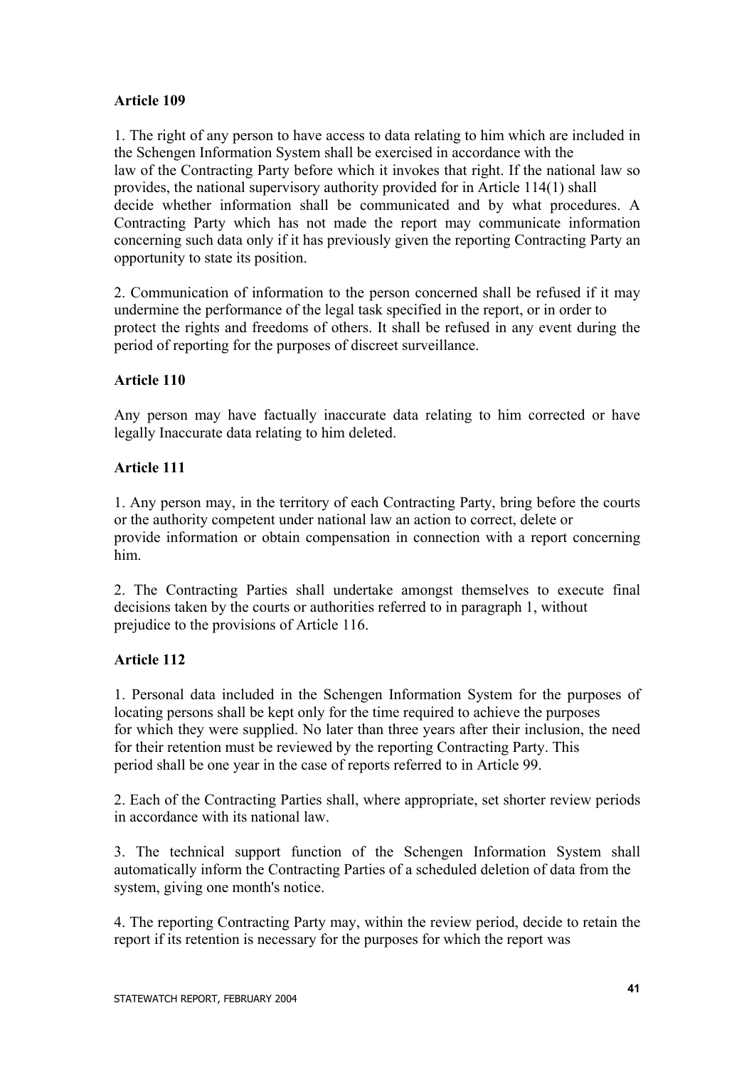**Article 109**

1. The right of any person to have access to data relating to him which are included in the Schengen Information System shall be exercised in accordance with the law of the Contracting Party before which it invokes that right. If the national law so provides, the national supervisory authority provided for in Article 114(1) shall decide whether information shall be communicated and by what procedures. A Contracting Party which has not made the report may communicate information concerning such data only if it has previously given the reporting Contracting Party an opportunity to state its position.

2. Communication of information to the person concerned shall be refused if it may undermine the performance of the legal task specified in the report, or in order to protect the rights and freedoms of others. It shall be refused in any event during the period of reporting for the purposes of discreet surveillance.

**Article 110**

Any person may have factually inaccurate data relating to him corrected or have legally Inaccurate data relating to him deleted.

**Article 111**

1. Any person may, in the territory of each Contracting Party, bring before the courts or the authority competent under national law an action to correct, delete or provide information or obtain compensation in connection with a report concerning him.

2. The Contracting Parties shall undertake amongst themselves to execute final decisions taken by the courts or authorities referred to in paragraph 1, without prejudice to the provisions of Article 116.

**Article 112**

1. Personal data included in the Schengen Information System for the purposes of locating persons shall be kept only for the time required to achieve the purposes for which they were supplied. No later than three years after their inclusion, the need for their retention must be reviewed by the reporting Contracting Party. This period shall be one year in the case of reports referred to in Article 99.

2. Each of the Contracting Parties shall, where appropriate, set shorter review periods in accordance with its national law.

3. The technical support function of the Schengen Information System shall automatically inform the Contracting Parties of a scheduled deletion of data from the system, giving one month's notice.

4. The reporting Contracting Party may, within the review period, decide to retain the report if its retention is necessary for the purposes for which the report was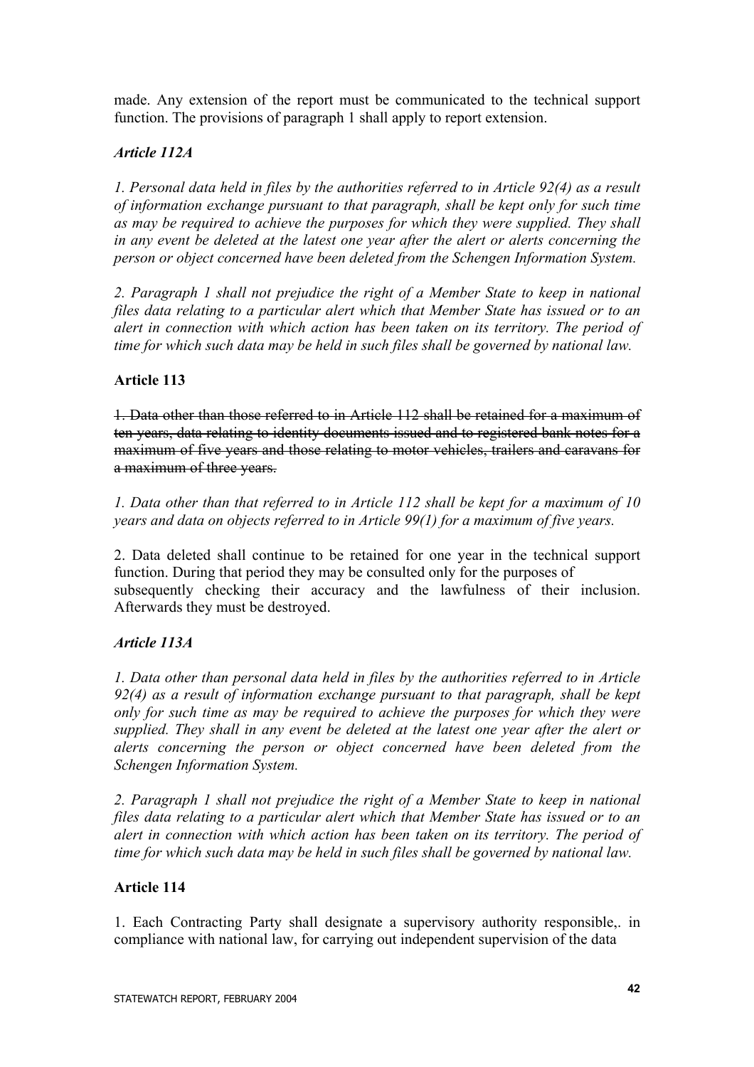made. Any extension of the report must be communicated to the technical support function. The provisions of paragraph 1 shall apply to report extension.

### *Article 112A*

*1. Personal data held in files by the authorities referred to in Article 92(4) as a result of information exchange pursuant to that paragraph, shall be kept only for such time as may be required to achieve the purposes for which they were supplied. They shall in any event be deleted at the latest one year after the alert or alerts concerning the person or object concerned have been deleted from the Schengen Information System.*

*2. Paragraph 1 shall not prejudice the right of a Member State to keep in national files data relating to a particular alert which that Member State has issued or to an alert in connection with which action has been taken on its territory. The period of time for which such data may be held in such files shall be governed by national law.*

### **Article 113**

~~1. Data other than those referred to in Article 112 shall be retained for a maximum of ten years, data relating to identity documents issued and to registered bank notes for a maximum of five years and those relating to motor vehicles, trailers and caravans for a maximum of three years.~~

*1. Data other than that referred to in Article 112 shall be kept for a maximum of 10 years and data on objects referred to in Article 99(1) for a maximum of five years.*

2. Data deleted shall continue to be retained for one year in the technical support function. During that period they may be consulted only for the purposes of subsequently checking their accuracy and the lawfulness of their inclusion. Afterwards they must be destroyed.

### *Article 113A*

*1. Data other than personal data held in files by the authorities referred to in Article 92(4) as a result of information exchange pursuant to that paragraph, shall be kept only for such time as may be required to achieve the purposes for which they were supplied. They shall in any event be deleted at the latest one year after the alert or alerts concerning the person or object concerned have been deleted from the Schengen Information System.*

*2. Paragraph 1 shall not prejudice the right of a Member State to keep in national files data relating to a particular alert which that Member State has issued or to an alert in connection with which action has been taken on its territory. The period of time for which such data may be held in such files shall be governed by national law.*

### **Article 114**

1. Each Contracting Party shall designate a supervisory authority responsible,. in compliance with national law, for carrying out independent supervision of the data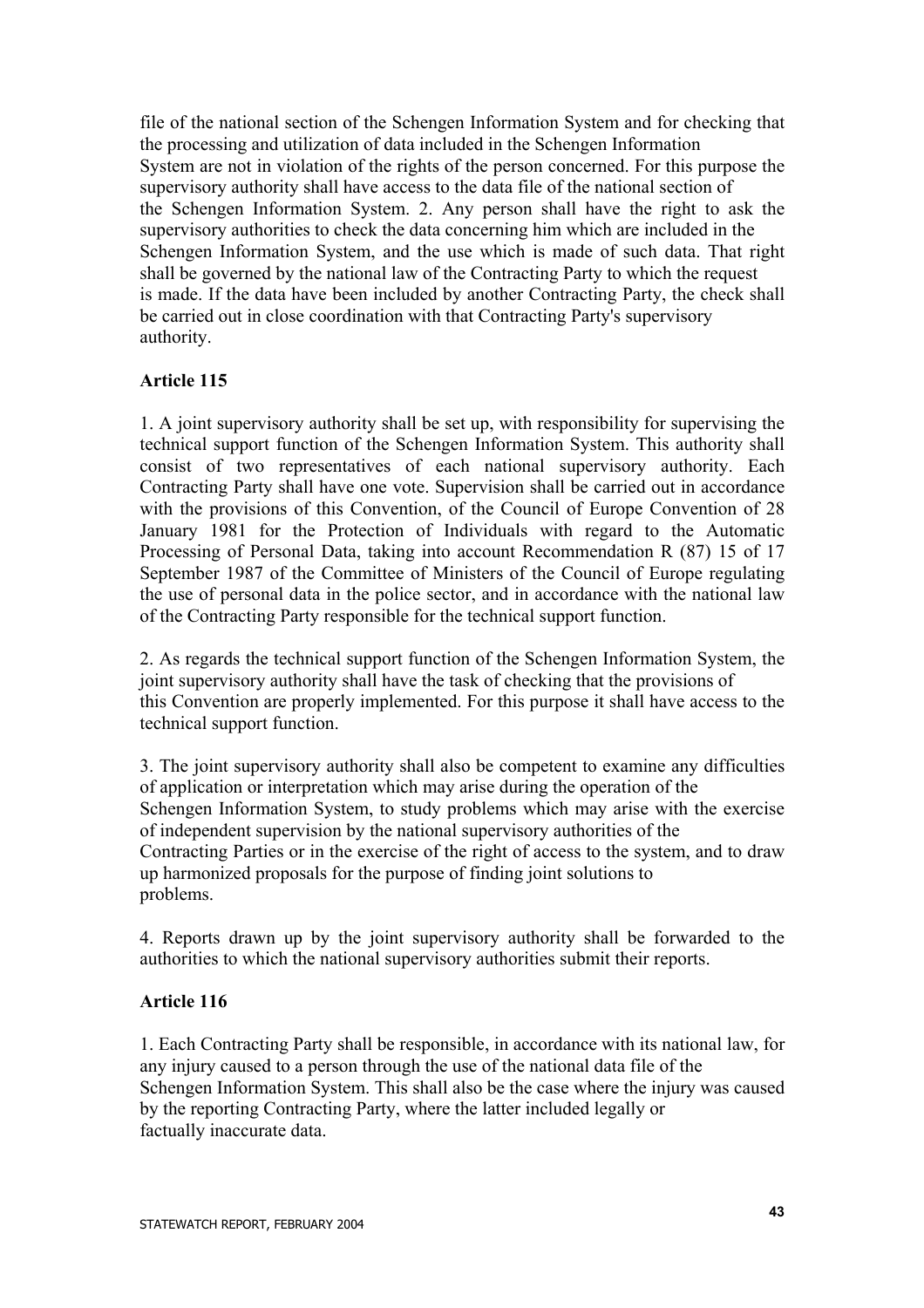file of the national section of the Schengen Information System and for checking that the processing and utilization of data included in the Schengen Information System are not in violation of the rights of the person concerned. For this purpose the supervisory authority shall have access to the data file of the national section of the Schengen Information System. 2. Any person shall have the right to ask the supervisory authorities to check the data concerning him which are included in the Schengen Information System, and the use which is made of such data. That right shall be governed by the national law of the Contracting Party to which the request is made. If the data have been included by another Contracting Party, the check shall be carried out in close coordination with that Contracting Party's supervisory authority.

**Article 115**

1. A joint supervisory authority shall be set up, with responsibility for supervising the technical support function of the Schengen Information System. This authority shall consist of two representatives of each national supervisory authority. Each Contracting Party shall have one vote. Supervision shall be carried out in accordance with the provisions of this Convention, of the Council of Europe Convention of 28 January 1981 for the Protection of Individuals with regard to the Automatic Processing of Personal Data, taking into account Recommendation R (87) 15 of 17 September 1987 of the Committee of Ministers of the Council of Europe regulating the use of personal data in the police sector, and in accordance with the national law of the Contracting Party responsible for the technical support function.

2. As regards the technical support function of the Schengen Information System, the joint supervisory authority shall have the task of checking that the provisions of this Convention are properly implemented. For this purpose it shall have access to the technical support function.

3. The joint supervisory authority shall also be competent to examine any difficulties of application or interpretation which may arise during the operation of the Schengen Information System, to study problems which may arise with the exercise of independent supervision by the national supervisory authorities of the Contracting Parties or in the exercise of the right of access to the system, and to draw up harmonized proposals for the purpose of finding joint solutions to problems.

4. Reports drawn up by the joint supervisory authority shall be forwarded to the authorities to which the national supervisory authorities submit their reports.

**Article 116**

1. Each Contracting Party shall be responsible, in accordance with its national law, for any injury caused to a person through the use of the national data file of the Schengen Information System. This shall also be the case where the injury was caused by the reporting Contracting Party, where the latter included legally or factually inaccurate data.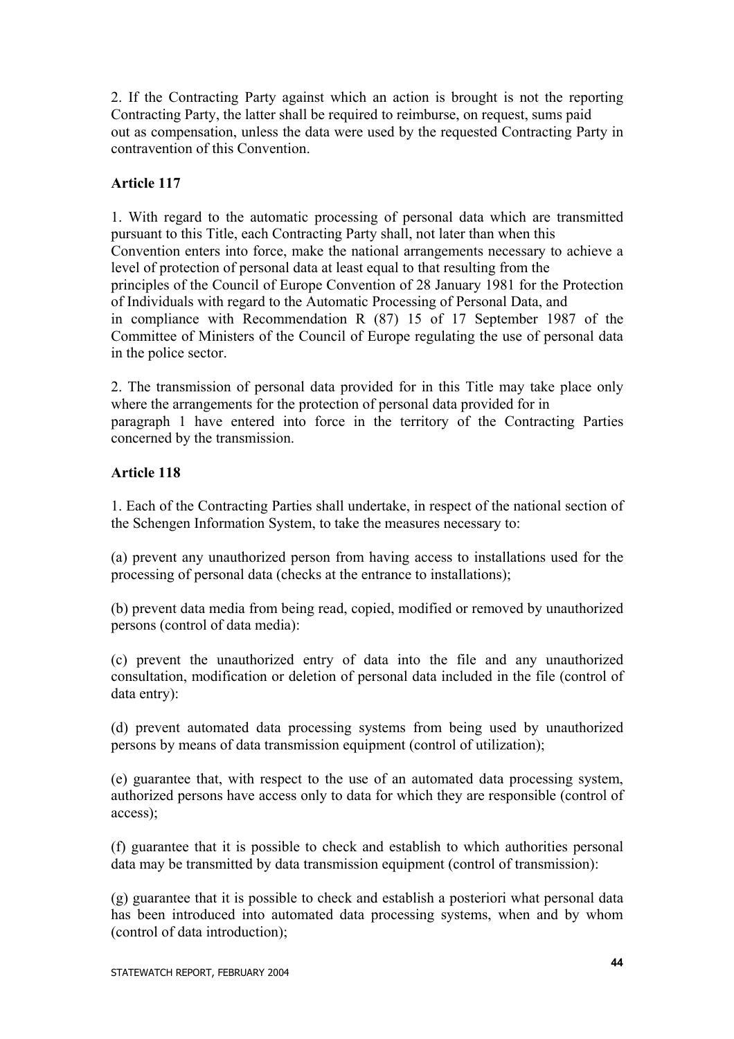2. If the Contracting Party against which an action is brought is not the reporting Contracting Party, the latter shall be required to reimburse, on request, sums paid out as compensation, unless the data were used by the requested Contracting Party in contravention of this Convention.

**Article 117**

1. With regard to the automatic processing of personal data which are transmitted pursuant to this Title, each Contracting Party shall, not later than when this Convention enters into force, make the national arrangements necessary to achieve a level of protection of personal data at least equal to that resulting from the principles of the Council of Europe Convention of 28 January 1981 for the Protection of Individuals with regard to the Automatic Processing of Personal Data, and in compliance with Recommendation R (87) 15 of 17 September 1987 of the Committee of Ministers of the Council of Europe regulating the use of personal data in the police sector.

2. The transmission of personal data provided for in this Title may take place only where the arrangements for the protection of personal data provided for in paragraph 1 have entered into force in the territory of the Contracting Parties concerned by the transmission.

**Article 118**

1. Each of the Contracting Parties shall undertake, in respect of the national section of the Schengen Information System, to take the measures necessary to:

(a) prevent any unauthorized person from having access to installations used for the processing of personal data (checks at the entrance to installations);

(b) prevent data media from being read, copied, modified or removed by unauthorized persons (control of data media):

(c) prevent the unauthorized entry of data into the file and any unauthorized consultation, modification or deletion of personal data included in the file (control of data entry):

(d) prevent automated data processing systems from being used by unauthorized persons by means of data transmission equipment (control of utilization);

(e) guarantee that, with respect to the use of an automated data processing system, authorized persons have access only to data for which they are responsible (control of access);

(f) guarantee that it is possible to check and establish to which authorities personal data may be transmitted by data transmission equipment (control of transmission):

(g) guarantee that it is possible to check and establish a posteriori what personal data has been introduced into automated data processing systems, when and by whom (control of data introduction);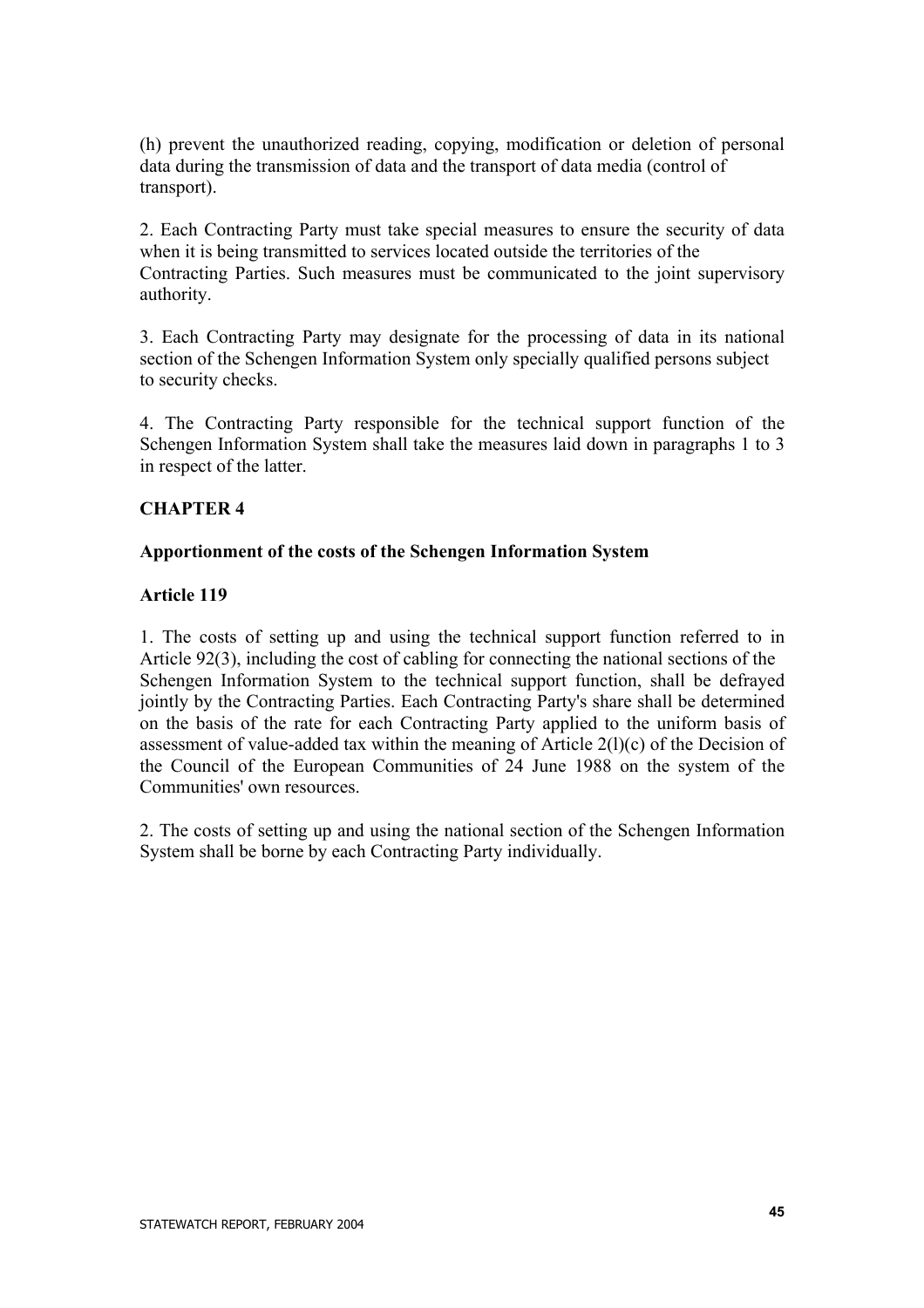(h) prevent the unauthorized reading, copying, modification or deletion of personal data during the transmission of data and the transport of data media (control of transport).

2. Each Contracting Party must take special measures to ensure the security of data when it is being transmitted to services located outside the territories of the Contracting Parties. Such measures must be communicated to the joint supervisory authority.

3. Each Contracting Party may designate for the processing of data in its national section of the Schengen Information System only specially qualified persons subject to security checks.

4. The Contracting Party responsible for the technical support function of the Schengen Information System shall take the measures laid down in paragraphs 1 to 3 in respect of the latter.

## CHAPTER 4

### Apportionment of the costs of the Schengen Information System

### Article 119

1. The costs of setting up and using the technical support function referred to in Article 92(3), including the cost of cabling for connecting the national sections of the Schengen Information System to the technical support function, shall be defrayed jointly by the Contracting Parties. Each Contracting Party's share shall be determined on the basis of the rate for each Contracting Party applied to the uniform basis of assessment of value-added tax within the meaning of Article 2(l)(c) of the Decision of the Council of the European Communities of 24 June 1988 on the system of the Communities' own resources.

2. The costs of setting up and using the national section of the Schengen Information System shall be borne by each Contracting Party individually.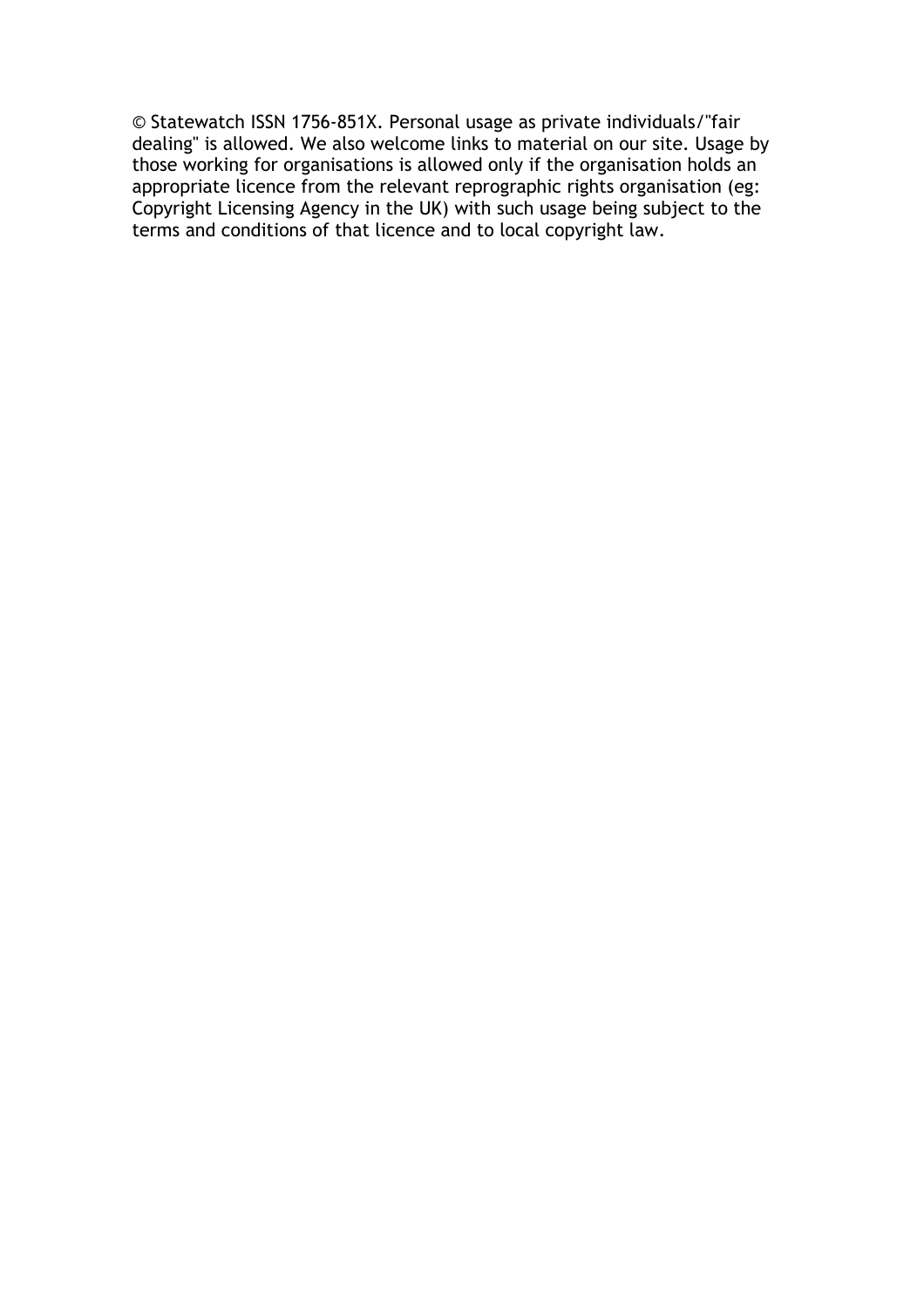© Statewatch ISSN 1756-851X. Personal usage as private individuals/"fair dealing" is allowed. We also welcome links to material on our site. Usage by those working for organisations is allowed only if the organisation holds an appropriate licence from the relevant reprographic rights organisation (eg: Copyright Licensing Agency in the UK) with such usage being subject to the terms and conditions of that licence and to local copyright law.